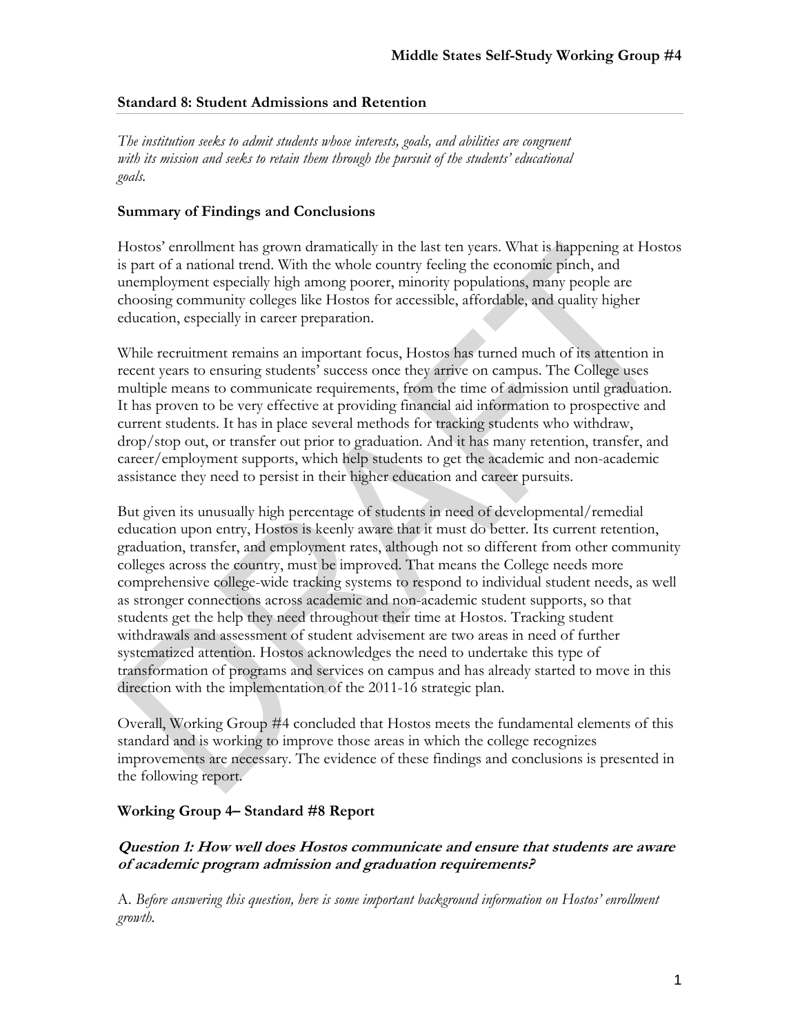**Standard 8: Student Admissions and Retention**

*The institution seeks to admit students whose interests, goals, and abilities are congruent with its mission and seeks to retain them through the pursuit of the students' educational goals.*

**Summary of Findings and Conclusions**

Hostos' enrollment has grown dramatically in the last ten years. What is happening at Hostos is part of a national trend. With the whole country feeling the economic pinch, and unemployment especially high among poorer, minority populations, many people are choosing community colleges like Hostos for accessible, affordable, and quality higher education, especially in career preparation.

While recruitment remains an important focus, Hostos has turned much of its attention in recent years to ensuring students' success once they arrive on campus. The College uses multiple means to communicate requirements, from the time of admission until graduation. It has proven to be very effective at providing financial aid information to prospective and current students. It has in place several methods for tracking students who withdraw, drop/stop out, or transfer out prior to graduation. And it has many retention, transfer, and career/employment supports, which help students to get the academic and non-academic assistance they need to persist in their higher education and career pursuits.

But given its unusually high percentage of students in need of developmental/remedial education upon entry, Hostos is keenly aware that it must do better. Its current retention, graduation, transfer, and employment rates, although not so different from other community colleges across the country, must be improved. That means the College needs more comprehensive college-wide tracking systems to respond to individual student needs, as well as stronger connections across academic and non-academic student supports, so that students get the help they need throughout their time at Hostos. Tracking student withdrawals and assessment of student advisement are two areas in need of further systematized attention. Hostos acknowledges the need to undertake this type of transformation of programs and services on campus and has already started to move in this direction with the implementation of the 2011-16 strategic plan.

Overall, Working Group #4 concluded that Hostos meets the fundamental elements of this standard and is working to improve those areas in which the college recognizes improvements are necessary. The evidence of these findings and conclusions is presented in the following report.

**Working Group 4– Standard #8 Report**

***Question 1: How well does Hostos communicate and ensure that students are aware of academic program admission and graduation requirements?***

A. *Before answering this question, here is some important background information on Hostos' enrollment growth.*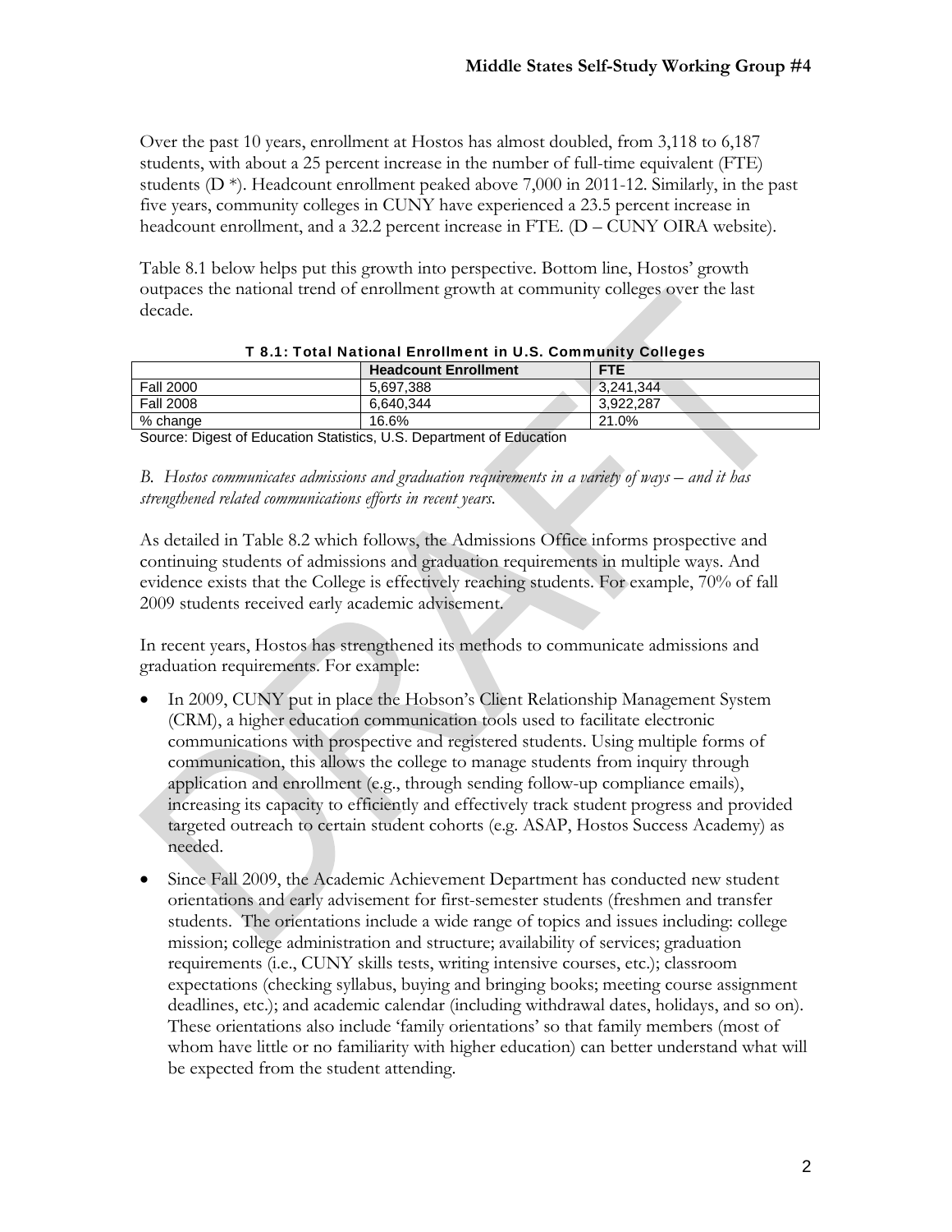Over the past 10 years, enrollment at Hostos has almost doubled, from 3,118 to 6,187 students, with about a 25 percent increase in the number of full-time equivalent (FTE) students (D *). Headcount enrollment peaked above 7,000 in 2011-12. Similarly, in the past five years, community colleges in CUNY have experienced a 23.5 percent increase in headcount enrollment, and a 32.2 percent increase in FTE. (D – CUNY OIRA website).

Table 8.1 below helps put this growth into perspective. Bottom line, Hostos' growth outpaces the national trend of enrollment growth at community colleges over the last decade.

**T 8.1: Total National Enrollment in U.S. Community Colleges**

| | Headcount Enrollment | FTE |
|---|---|---|
| Fall 2000 | 5,697,388 | 3,241,344 |
| Fall 2008 | 6,640,344 | 3,922,287 |
| % change | 16.6% | 21.0% |

Source: Digest of Education Statistics, U.S. Department of Education

*B. Hostos communicates admissions and graduation requirements in a variety of ways – and it has strengthened related communications efforts in recent years.*

As detailed in Table 8.2 which follows, the Admissions Office informs prospective and continuing students of admissions and graduation requirements in multiple ways. And evidence exists that the College is effectively reaching students. For example, 70% of fall 2009 students received early academic advisement.

In recent years, Hostos has strengthened its methods to communicate admissions and graduation requirements. For example:

- In 2009, CUNY put in place the Hobson's Client Relationship Management System (CRM), a higher education communication tools used to facilitate electronic communications with prospective and registered students. Using multiple forms of communication, this allows the college to manage students from inquiry through application and enrollment (e.g., through sending follow-up compliance emails), increasing its capacity to efficiently and effectively track student progress and provided targeted outreach to certain student cohorts (e.g. ASAP, Hostos Success Academy) as needed.
- Since Fall 2009, the Academic Achievement Department has conducted new student orientations and early advisement for first-semester students (freshmen and transfer students. The orientations include a wide range of topics and issues including: college mission; college administration and structure; availability of services; graduation requirements (i.e., CUNY skills tests, writing intensive courses, etc.); classroom expectations (checking syllabus, buying and bringing books; meeting course assignment deadlines, etc.); and academic calendar (including withdrawal dates, holidays, and so on). These orientations also include 'family orientations' so that family members (most of whom have little or no familiarity with higher education) can better understand what will be expected from the student attending.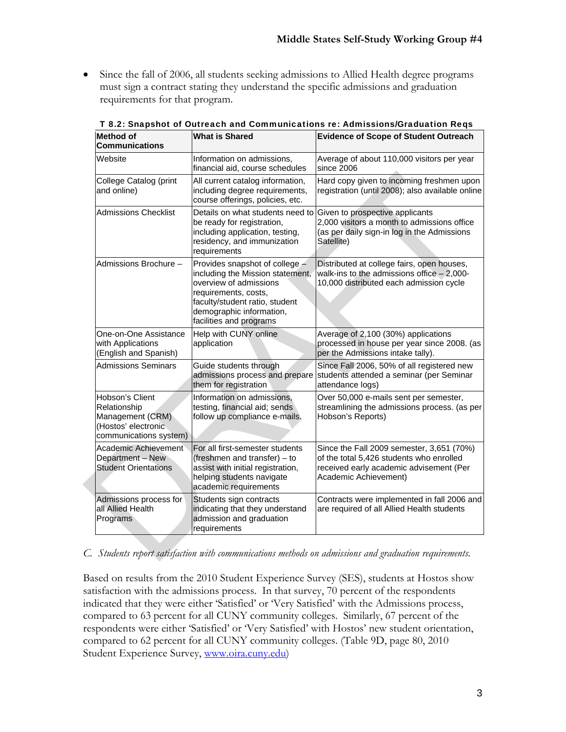- Since the fall of 2006, all students seeking admissions to Allied Health degree programs must sign a contract stating they understand the specific admissions and graduation requirements for that program.

**T 8.2: Snapshot of Outreach and Communications re: Admissions/Graduation Reqs**

| Method of Communications | What is Shared | Evidence of Scope of Student Outreach |
|---|---|---|
| Website | Information on admissions, financial aid, course schedules | Average of about 110,000 visitors per year since 2006 |
| College Catalog (print and online) | All current catalog information, including degree requirements, course offerings, policies, etc. | Hard copy given to incoming freshmen upon registration (until 2008); also available online |
| Admissions Checklist | Details on what students need to be ready for registration, including application, testing, residency, and immunization requirements | Given to prospective applicants 2,000 visitors a month to admissions office (as per daily sign-in log in the Admissions Satellite) |
| Admissions Brochure – | Provides snapshot of college – including the Mission statement, overview of admissions requirements, costs, faculty/student ratio, student demographic information, facilities and programs | Distributed at college fairs, open houses, walk-ins to the admissions office – 2,000-10,000 distributed each admission cycle |
| One-on-One Assistance with Applications (English and Spanish) | Help with CUNY online application | Average of 2,100 (30%) applications processed in house per year since 2008. (as per the Admissions intake tally). |
| Admissions Seminars | Guide students through admissions process and prepare them for registration | Since Fall 2006, 50% of all registered new students attended a seminar (per Seminar attendance logs) |
| Hobson's Client Relationship Management (CRM) (Hostos' electronic communications system) | Information on admissions, testing, financial aid; sends follow up compliance e-mails. | Over 50,000 e-mails sent per semester, streamlining the admissions process. (as per Hobson's Reports) |
| Academic Achievement Department – New Student Orientations | For all first-semester students (freshmen and transfer) – to assist with initial registration, helping students navigate academic requirements | Since the Fall 2009 semester, 3,651 (70%) of the total 5,426 students who enrolled received early academic advisement (Per Academic Achievement) |
| Admissions process for all Allied Health Programs | Students sign contracts indicating that they understand admission and graduation requirements | Contracts were implemented in fall 2006 and are required of all Allied Health students |

*C. Students report satisfaction with communications methods on admissions and graduation requirements.*

Based on results from the 2010 Student Experience Survey (SES), students at Hostos show satisfaction with the admissions process. In that survey, 70 percent of the respondents indicated that they were either 'Satisfied' or 'Very Satisfied' with the Admissions process, compared to 63 percent for all CUNY community colleges. Similarly, 67 percent of the respondents were either 'Satisfied' or 'Very Satisfied' with Hostos' new student orientation, compared to 62 percent for all CUNY community colleges. (Table 9D, page 80, 2010 Student Experience Survey, www.oira.cuny.edu)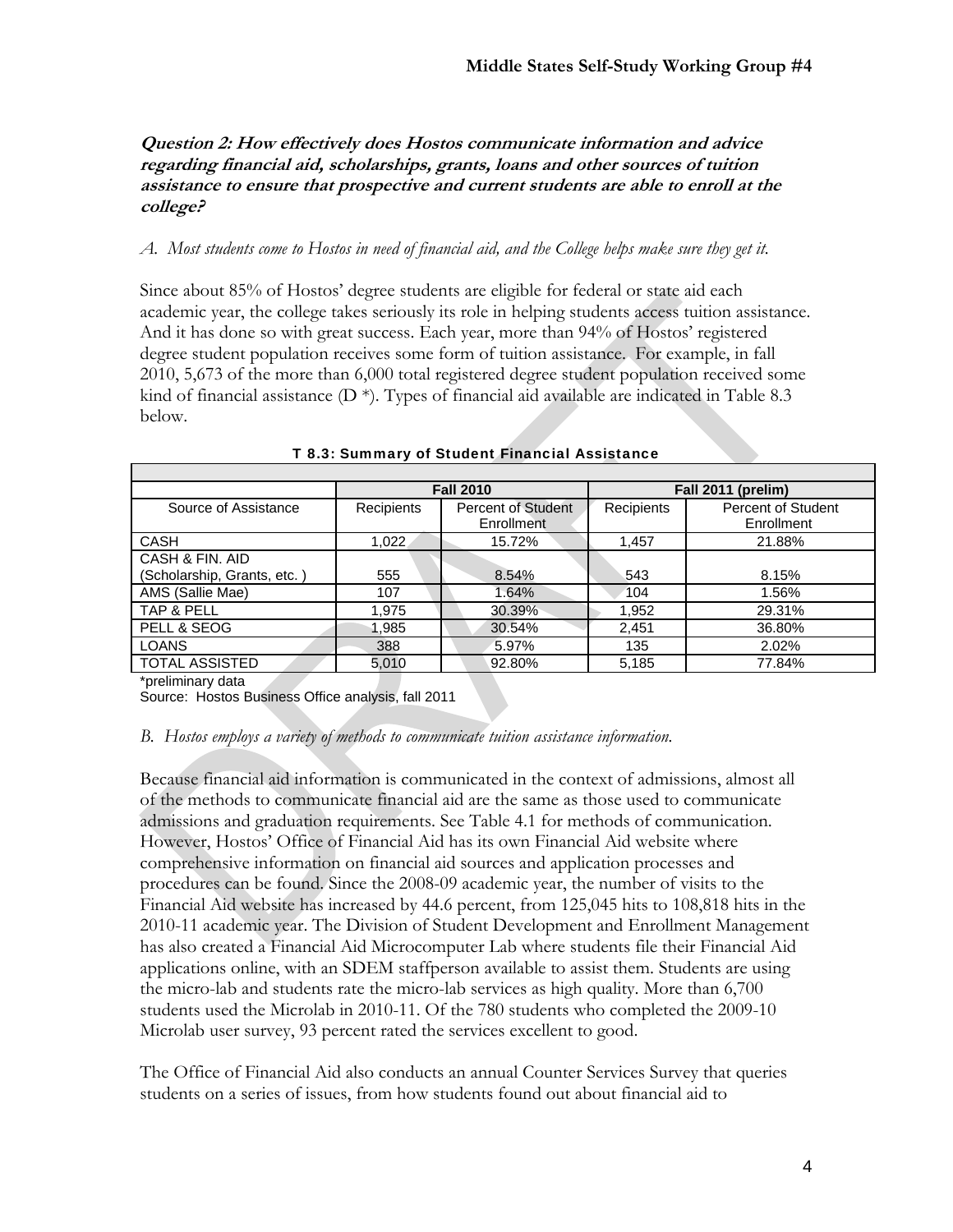**Question 2: How effectively does Hostos communicate information and advice regarding financial aid, scholarships, grants, loans and other sources of tuition assistance to ensure that prospective and current students are able to enroll at the college?**

*A. Most students come to Hostos in need of financial aid, and the College helps make sure they get it.*

Since about 85% of Hostos' degree students are eligible for federal or state aid each academic year, the college takes seriously its role in helping students access tuition assistance. And it has done so with great success. Each year, more than 94% of Hostos' registered degree student population receives some form of tuition assistance. For example, in fall 2010, 5,673 of the more than 6,000 total registered degree student population received some kind of financial assistance (D *). Types of financial aid available are indicated in Table 8.3 below.

**T 8.3: Summary of Student Financial Assistance**

| | Fall 2010 | | Fall 2011 (prelim) | |
|---|---|---|---|---|
| Source of Assistance | Recipients | Percent of Student Enrollment | Recipients | Percent of Student Enrollment |
| CASH | 1,022 | 15.72% | 1,457 | 21.88% |
| CASH & FIN. AID (Scholarship, Grants, etc. ) | 555 | 8.54% | 543 | 8.15% |
| AMS (Sallie Mae) | 107 | 1.64% | 104 | 1.56% |
| TAP & PELL | 1,975 | 30.39% | 1,952 | 29.31% |
| PELL & SEOG | 1,985 | 30.54% | 2,451 | 36.80% |
| LOANS | 388 | 5.97% | 135 | 2.02% |
| TOTAL ASSISTED | 5,010 | 92.80% | 5,185 | 77.84% |

*preliminary data

Source: Hostos Business Office analysis, fall 2011

*B. Hostos employs a variety of methods to communicate tuition assistance information.*

Because financial aid information is communicated in the context of admissions, almost all of the methods to communicate financial aid are the same as those used to communicate admissions and graduation requirements. See Table 4.1 for methods of communication. However, Hostos' Office of Financial Aid has its own Financial Aid website where comprehensive information on financial aid sources and application processes and procedures can be found. Since the 2008-09 academic year, the number of visits to the Financial Aid website has increased by 44.6 percent, from 125,045 hits to 108,818 hits in the 2010-11 academic year. The Division of Student Development and Enrollment Management has also created a Financial Aid Microcomputer Lab where students file their Financial Aid applications online, with an SDEM staffperson available to assist them. Students are using the micro-lab and students rate the micro-lab services as high quality. More than 6,700 students used the Microlab in 2010-11. Of the 780 students who completed the 2009-10 Microlab user survey, 93 percent rated the services excellent to good.

The Office of Financial Aid also conducts an annual Counter Services Survey that queries students on a series of issues, from how students found out about financial aid to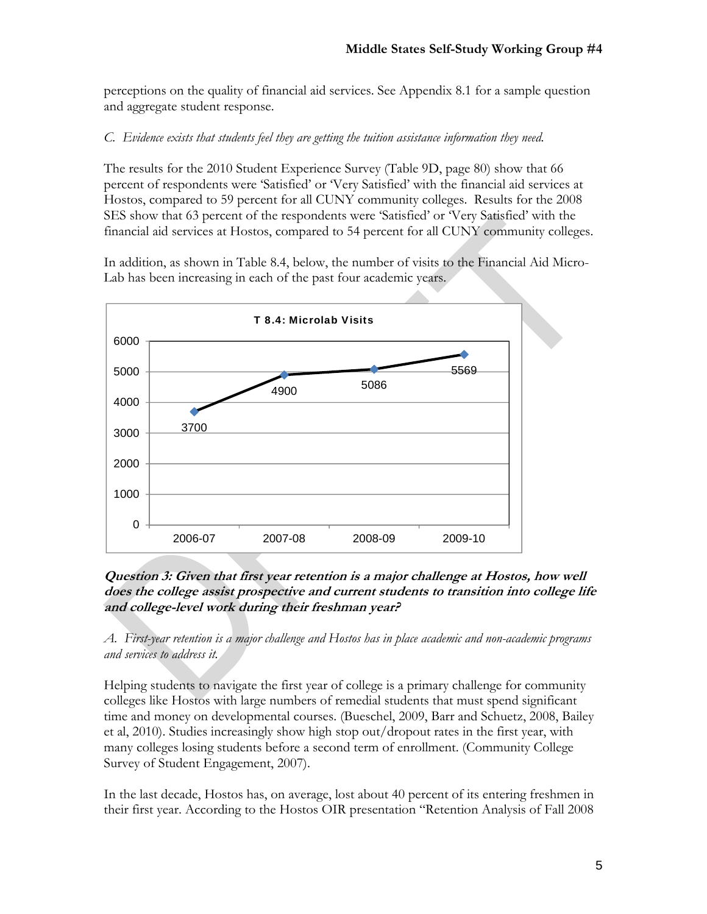perceptions on the quality of financial aid services. See Appendix 8.1 for a sample question and aggregate student response.

*C. Evidence exists that students feel they are getting the tuition assistance information they need.*

The results for the 2010 Student Experience Survey (Table 9D, page 80) show that 66 percent of respondents were 'Satisfied' or 'Very Satisfied' with the financial aid services at Hostos, compared to 59 percent for all CUNY community colleges. Results for the 2008 SES show that 63 percent of the respondents were 'Satisfied' or 'Very Satisfied' with the financial aid services at Hostos, compared to 54 percent for all CUNY community colleges.

In addition, as shown in Table 8.4, below, the number of visits to the Financial Aid Micro-Lab has been increasing in each of the past four academic years.

**T 8.4: Microlab Visits**

| Year | Visits |
|---|---|
| 2006-07 | 3700 |
| 2007-08 | 4900 |
| 2008-09 | 5086 |
| 2009-10 | 5569 |

***Question 3: Given that first year retention is a major challenge at Hostos, how well does the college assist prospective and current students to transition into college life and college-level work during their freshman year?***

*A. First-year retention is a major challenge and Hostos has in place academic and non-academic programs and services to address it.*

Helping students to navigate the first year of college is a primary challenge for community colleges like Hostos with large numbers of remedial students that must spend significant time and money on developmental courses. (Bueschel, 2009, Barr and Schuetz, 2008, Bailey et al, 2010). Studies increasingly show high stop out/dropout rates in the first year, with many colleges losing students before a second term of enrollment. (Community College Survey of Student Engagement, 2007).

In the last decade, Hostos has, on average, lost about 40 percent of its entering freshmen in their first year. According to the Hostos OIR presentation "Retention Analysis of Fall 2008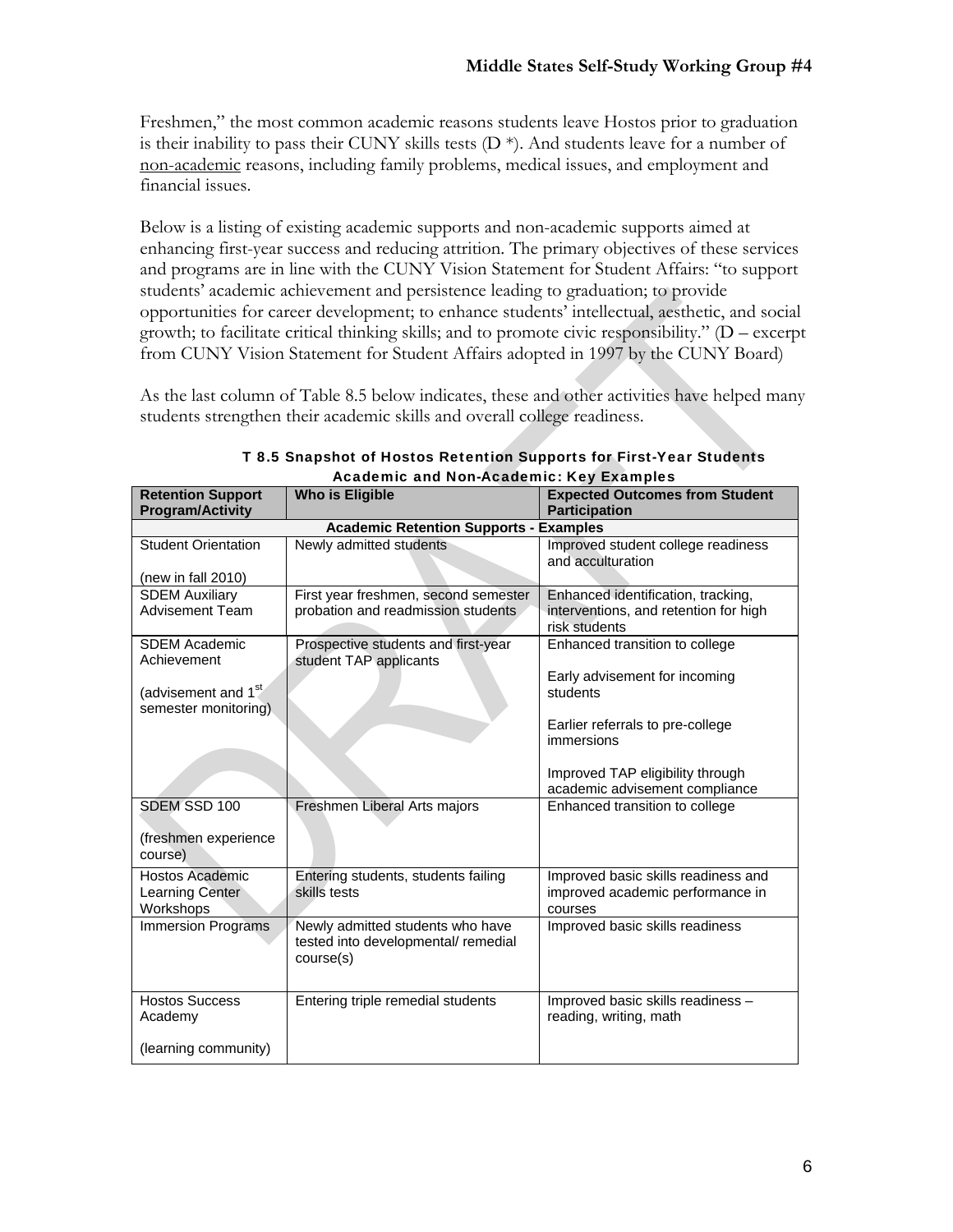Freshmen," the most common academic reasons students leave Hostos prior to graduation is their inability to pass their CUNY skills tests (D *). And students leave for a number of non-academic reasons, including family problems, medical issues, and employment and financial issues.

Below is a listing of existing academic supports and non-academic supports aimed at enhancing first-year success and reducing attrition. The primary objectives of these services and programs are in line with the CUNY Vision Statement for Student Affairs: "to support students' academic achievement and persistence leading to graduation; to provide opportunities for career development; to enhance students' intellectual, aesthetic, and social growth; to facilitate critical thinking skills; and to promote civic responsibility." (D – excerpt from CUNY Vision Statement for Student Affairs adopted in 1997 by the CUNY Board)

As the last column of Table 8.5 below indicates, these and other activities have helped many students strengthen their academic skills and overall college readiness.

**T 8.5 Snapshot of Hostos Retention Supports for First-Year Students Academic and Non-Academic: Key Examples**

| Retention Support Program/Activity | Who is Eligible | Expected Outcomes from Student Participation |
|---|---|---|
| **Academic Retention Supports - Examples** | | |
| Student Orientation<br><br>(new in fall 2010) | Newly admitted students | Improved student college readiness and acculturation |
| SDEM Auxiliary Advisement Team | First year freshmen, second semester probation and readmission students | Enhanced identification, tracking, interventions, and retention for high risk students |
| SDEM Academic Achievement<br><br>(advisement and 1st semester monitoring) | Prospective students and first-year student TAP applicants | Enhanced transition to college<br><br>Early advisement for incoming students<br><br>Earlier referrals to pre-college immersions<br><br>Improved TAP eligibility through academic advisement compliance |
| SDEM SSD 100<br><br>(freshmen experience course) | Freshmen Liberal Arts majors | Enhanced transition to college |
| Hostos Academic Learning Center Workshops | Entering students, students failing skills tests | Improved basic skills readiness and improved academic performance in courses |
| Immersion Programs | Newly admitted students who have tested into developmental/ remedial course(s) | Improved basic skills readiness |
| Hostos Success Academy<br><br>(learning community) | Entering triple remedial students | Improved basic skills readiness – reading, writing, math |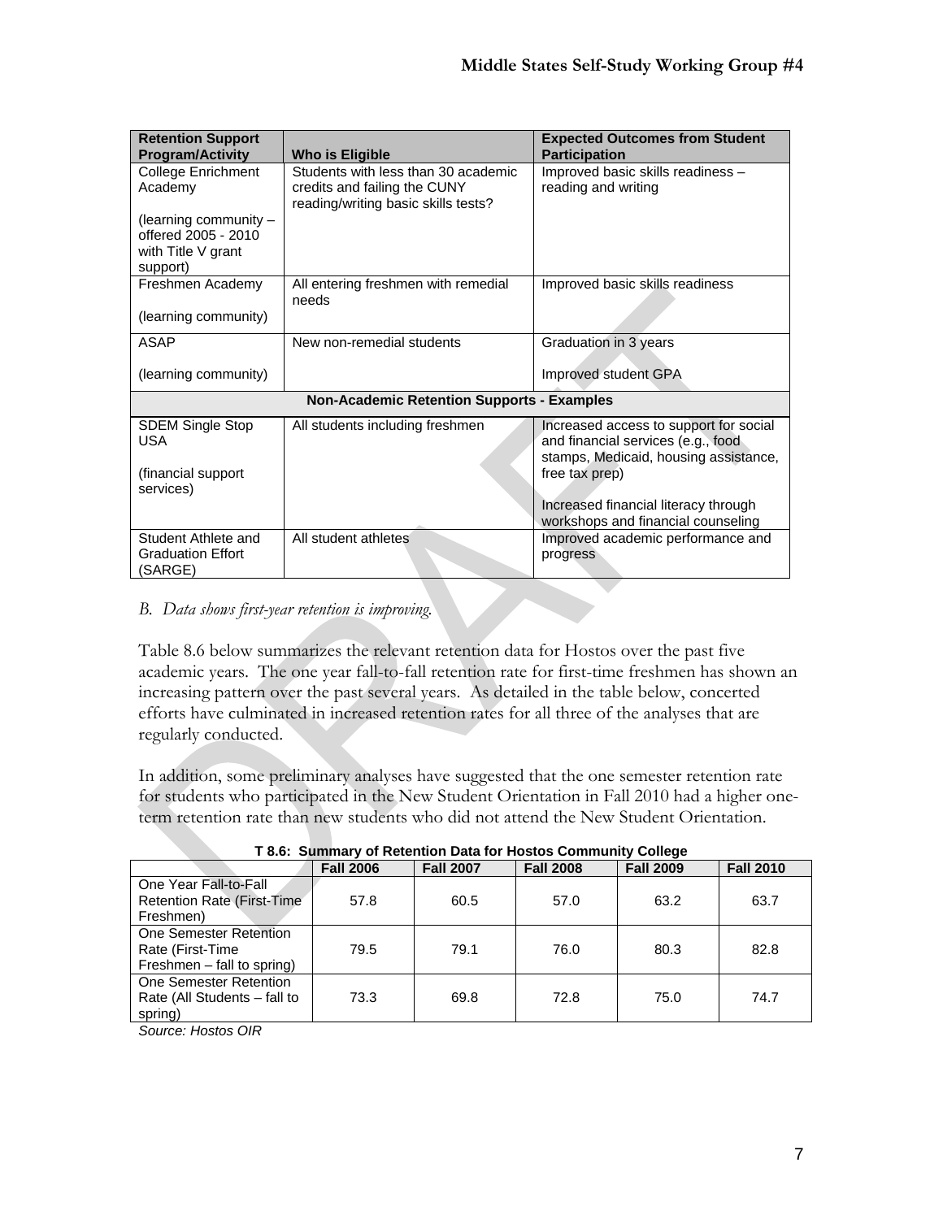| Retention Support Program/Activity | Who is Eligible | Expected Outcomes from Student Participation |
|---|---|---|
| College Enrichment Academy<br><br>(learning community – offered 2005 - 2010 with Title V grant support) | Students with less than 30 academic credits and failing the CUNY reading/writing basic skills tests? | Improved basic skills readiness – reading and writing |
| Freshmen Academy<br><br>(learning community) | All entering freshmen with remedial needs | Improved basic skills readiness |
| ASAP<br><br>(learning community) | New non-remedial students | Graduation in 3 years<br><br>Improved student GPA |
| **Non-Academic Retention Supports - Examples** | | |
| SDEM Single Stop USA<br><br>(financial support services) | All students including freshmen | Increased access to support for social and financial services (e.g., food stamps, Medicaid, housing assistance, free tax prep)<br><br>Increased financial literacy through workshops and financial counseling |
| Student Athlete and Graduation Effort (SARGE) | All student athletes | Improved academic performance and progress |

*B. Data shows first-year retention is improving.*

Table 8.6 below summarizes the relevant retention data for Hostos over the past five academic years. The one year fall-to-fall retention rate for first-time freshmen has shown an increasing pattern over the past several years. As detailed in the table below, concerted efforts have culminated in increased retention rates for all three of the analyses that are regularly conducted.

In addition, some preliminary analyses have suggested that the one semester retention rate for students who participated in the New Student Orientation in Fall 2010 had a higher one-term retention rate than new students who did not attend the New Student Orientation.

**T 8.6: Summary of Retention Data for Hostos Community College**

| | Fall 2006 | Fall 2007 | Fall 2008 | Fall 2009 | Fall 2010 |
|---|---|---|---|---|---|
| One Year Fall-to-Fall Retention Rate (First-Time Freshmen) | 57.8 | 60.5 | 57.0 | 63.2 | 63.7 |
| One Semester Retention Rate (First-Time Freshmen – fall to spring) | 79.5 | 79.1 | 76.0 | 80.3 | 82.8 |
| One Semester Retention Rate (All Students – fall to spring) | 73.3 | 69.8 | 72.8 | 75.0 | 74.7 |

*Source: Hostos OIR*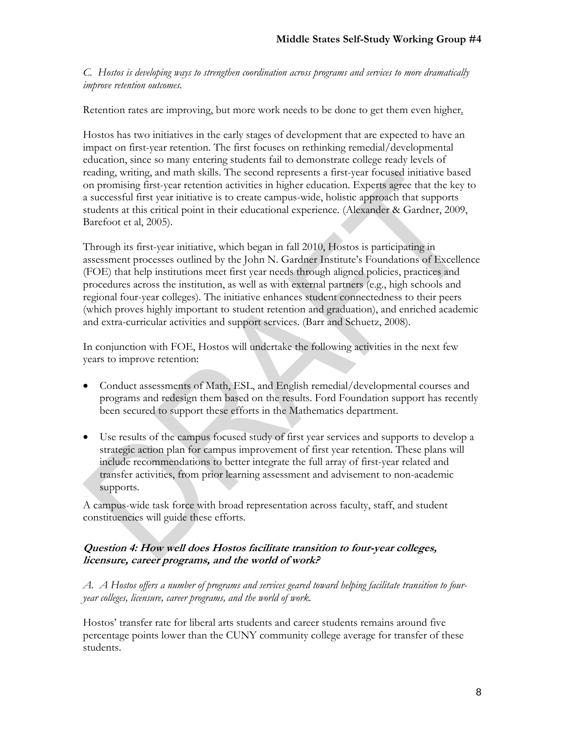*C. Hostos is developing ways to strengthen coordination across programs and services to more dramatically improve retention outcomes.*

Retention rates are improving, but more work needs to be done to get them even higher.

Hostos has two initiatives in the early stages of development that are expected to have an impact on first-year retention. The first focuses on rethinking remedial/developmental education, since so many entering students fail to demonstrate college ready levels of reading, writing, and math skills. The second represents a first-year focused initiative based on promising first-year retention activities in higher education. Experts agree that the key to a successful first year initiative is to create campus-wide, holistic approach that supports students at this critical point in their educational experience. (Alexander & Gardner, 2009, Barefoot et al, 2005).

Through its first-year initiative, which began in fall 2010, Hostos is participating in assessment processes outlined by the John N. Gardner Institute's Foundations of Excellence (FOE) that help institutions meet first year needs through aligned policies, practices and procedures across the institution, as well as with external partners (e.g., high schools and regional four-year colleges). The initiative enhances student connectedness to their peers (which proves highly important to student retention and graduation), and enriched academic and extra-curricular activities and support services. (Barr and Schuetz, 2008).

In conjunction with FOE, Hostos will undertake the following activities in the next few years to improve retention:

- Conduct assessments of Math, ESL, and English remedial/developmental courses and programs and redesign them based on the results. Ford Foundation support has recently been secured to support these efforts in the Mathematics department.
- Use results of the campus focused study of first year services and supports to develop a strategic action plan for campus improvement of first year retention. These plans will include recommendations to better integrate the full array of first-year related and transfer activities, from prior learning assessment and advisement to non-academic supports.

A campus-wide task force with broad representation across faculty, staff, and student constituencies will guide these efforts.

### ***Question 4: How well does Hostos facilitate transition to four-year colleges, licensure, career programs, and the world of work?***

*A. A Hostos offers a number of programs and services geared toward helping facilitate transition to four-year colleges, licensure, career programs, and the world of work.*

Hostos' transfer rate for liberal arts students and career students remains around five percentage points lower than the CUNY community college average for transfer of these students.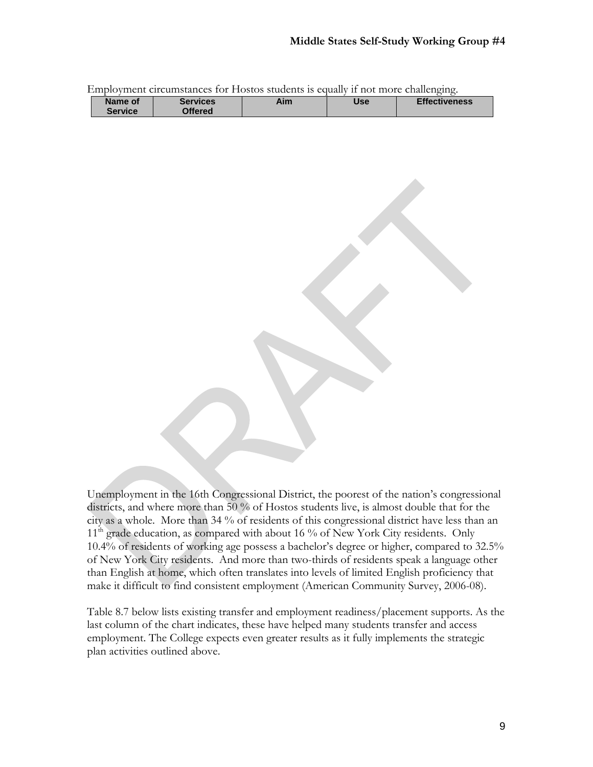Employment circumstances for Hostos students is equally if not more challenging.

| Name of Service | Services Offered | Aim | Use | Effectiveness |
|---|---|---|---|---|

Unemployment in the 16th Congressional District, the poorest of the nation's congressional districts, and where more than 50 % of Hostos students live, is almost double that for the city as a whole. More than 34 % of residents of this congressional district have less than an 11th grade education, as compared with about 16 % of New York City residents. Only 10.4% of residents of working age possess a bachelor's degree or higher, compared to 32.5% of New York City residents. And more than two-thirds of residents speak a language other than English at home, which often translates into levels of limited English proficiency that make it difficult to find consistent employment (American Community Survey, 2006-08).

Table 8.7 below lists existing transfer and employment readiness/placement supports. As the last column of the chart indicates, these have helped many students transfer and access employment. The College expects even greater results as it fully implements the strategic plan activities outlined above.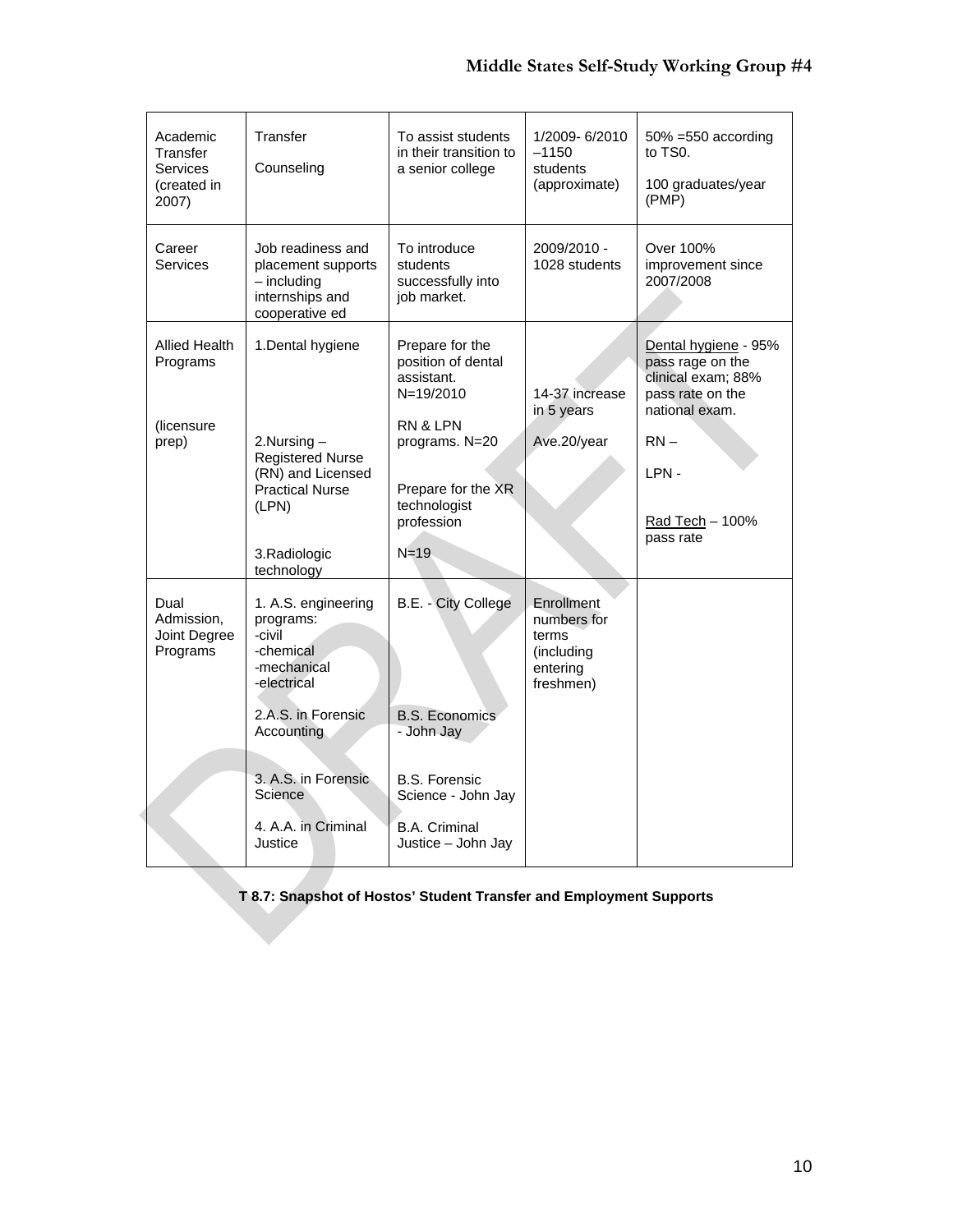| Academic Transfer Services (created in 2007) | Transfer<br><br>Counseling | To assist students in their transition to a senior college | 1/2009- 6/2010 –1150 students (approximate) | 50% =550 according to TS0.<br><br>100 graduates/year (PMP) |
|---|---|---|---|---|
| Career Services | Job readiness and placement supports – including internships and cooperative ed | To introduce students successfully into job market. | 2009/2010 - 1028 students | Over 100% improvement since 2007/2008 |
| Allied Health Programs<br><br>(licensure prep) | 1.Dental hygiene<br><br>2.Nursing – Registered Nurse (RN) and Licensed Practical Nurse (LPN)<br><br>3.Radiologic technology | Prepare for the position of dental assistant. N=19/2010<br><br>RN & LPN programs. N=20<br><br>Prepare for the XR technologist profession<br><br>N=19 | 14-37 increase in 5 years<br><br>Ave.20/year | Dental hygiene - 95% pass rage on the clinical exam; 88% pass rate on the national exam.<br><br>RN –<br><br>LPN -<br><br>Rad Tech – 100% pass rate |
| Dual Admission, Joint Degree Programs | 1. A.S. engineering programs:<br>-civil<br>-chemical<br>-mechanical<br>-electrical<br><br>2.A.S. in Forensic Accounting<br><br>3. A.S. in Forensic Science<br><br>4. A.A. in Criminal Justice | B.E. - City College<br><br>B.S. Economics - John Jay<br><br>B.S. Forensic Science - John Jay<br><br>B.A. Criminal Justice – John Jay | Enrollment numbers for terms (including entering freshmen) | |

**T 8.7: Snapshot of Hostos' Student Transfer and Employment Supports**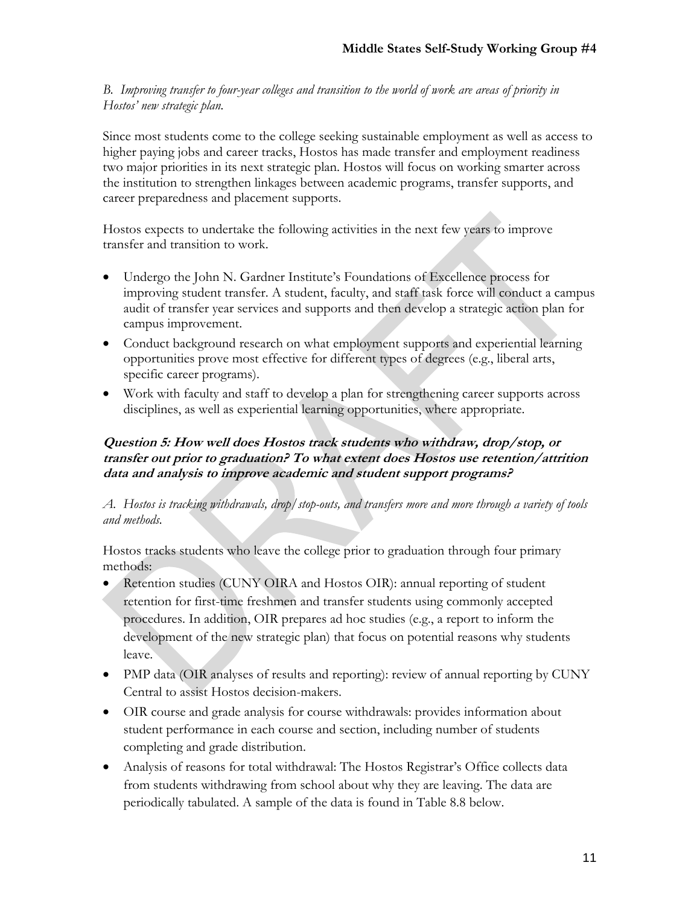*B. Improving transfer to four-year colleges and transition to the world of work are areas of priority in Hostos' new strategic plan.*

Since most students come to the college seeking sustainable employment as well as access to higher paying jobs and career tracks, Hostos has made transfer and employment readiness two major priorities in its next strategic plan. Hostos will focus on working smarter across the institution to strengthen linkages between academic programs, transfer supports, and career preparedness and placement supports.

Hostos expects to undertake the following activities in the next few years to improve transfer and transition to work.

- Undergo the John N. Gardner Institute's Foundations of Excellence process for improving student transfer. A student, faculty, and staff task force will conduct a campus audit of transfer year services and supports and then develop a strategic action plan for campus improvement.
- Conduct background research on what employment supports and experiential learning opportunities prove most effective for different types of degrees (e.g., liberal arts, specific career programs).
- Work with faculty and staff to develop a plan for strengthening career supports across disciplines, as well as experiential learning opportunities, where appropriate.

### *Question 5: How well does Hostos track students who withdraw, drop/stop, or transfer out prior to graduation? To what extent does Hostos use retention/attrition data and analysis to improve academic and student support programs?*

*A. Hostos is tracking withdrawals, drop/stop-outs, and transfers more and more through a variety of tools and methods.*

Hostos tracks students who leave the college prior to graduation through four primary methods:

- Retention studies (CUNY OIRA and Hostos OIR): annual reporting of student retention for first-time freshmen and transfer students using commonly accepted procedures. In addition, OIR prepares ad hoc studies (e.g., a report to inform the development of the new strategic plan) that focus on potential reasons why students leave.
- PMP data (OIR analyses of results and reporting): review of annual reporting by CUNY Central to assist Hostos decision-makers.
- OIR course and grade analysis for course withdrawals: provides information about student performance in each course and section, including number of students completing and grade distribution.
- Analysis of reasons for total withdrawal: The Hostos Registrar's Office collects data from students withdrawing from school about why they are leaving. The data are periodically tabulated. A sample of the data is found in Table 8.8 below.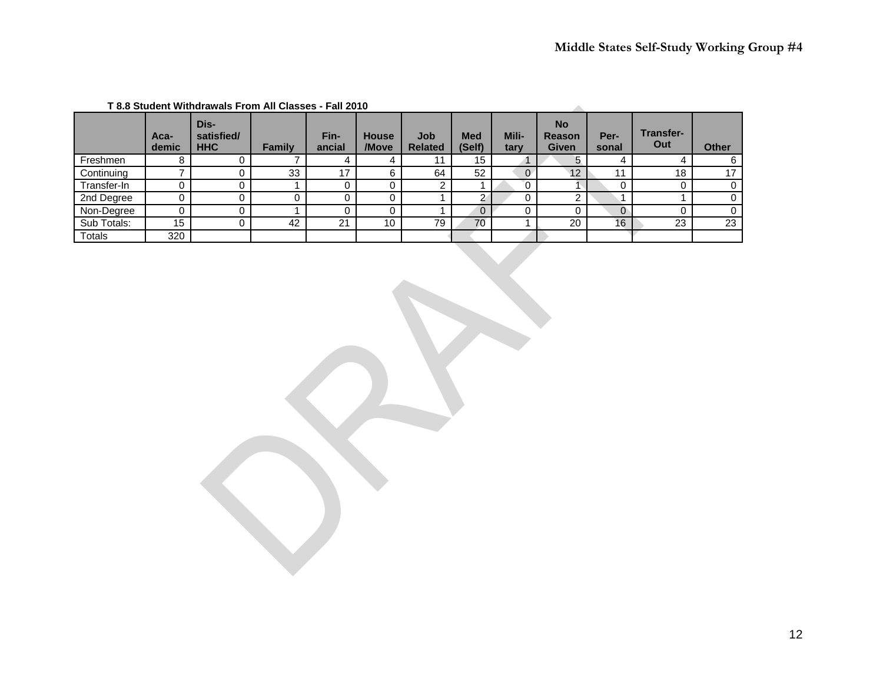**T 8.8 Student Withdrawals From All Classes - Fall 2010**

| | Aca-demic | Dis-satisfied/ HHC | Family | Fin-ancial | House /Move | Job Related | Med (Self) | Mili-tary | No Reason Given | Per-sonal | Transfer-Out | Other |
|---|---|---|---|---|---|---|---|---|---|---|---|---|
| Freshmen | 8 | 0 | 7 | 4 | 4 | 11 | 15 | 1 | 5 | 4 | 4 | 6 |
| Continuing | 7 | 0 | 33 | 17 | 6 | 64 | 52 | 0 | 12 | 11 | 18 | 17 |
| Transfer-In | 0 | 0 | 1 | 0 | 0 | 2 | 1 | 0 | 1 | 0 | 0 | 0 |
| 2nd Degree | 0 | 0 | 0 | 0 | 0 | 1 | 2 | 0 | 2 | 1 | 1 | 0 |
| Non-Degree | 0 | 0 | 1 | 0 | 0 | 1 | 0 | 0 | 0 | 0 | 0 | 0 |
| Sub Totals: | 15 | 0 | 42 | 21 | 10 | 79 | 70 | 1 | 20 | 16 | 23 | 23 |
| Totals | 320 | | | | | | | | | | | |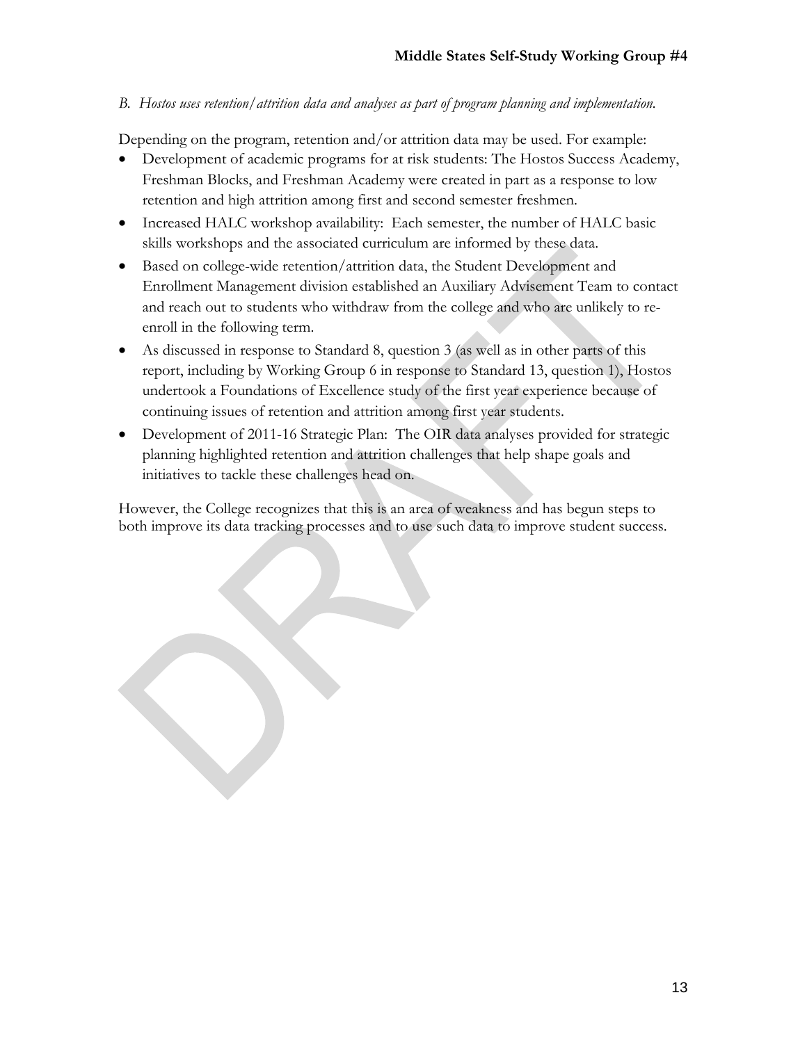*B. Hostos uses retention/attrition data and analyses as part of program planning and implementation.*

Depending on the program, retention and/or attrition data may be used. For example:

- Development of academic programs for at risk students: The Hostos Success Academy, Freshman Blocks, and Freshman Academy were created in part as a response to low retention and high attrition among first and second semester freshmen.
- Increased HALC workshop availability: Each semester, the number of HALC basic skills workshops and the associated curriculum are informed by these data.
- Based on college-wide retention/attrition data, the Student Development and Enrollment Management division established an Auxiliary Advisement Team to contact and reach out to students who withdraw from the college and who are unlikely to re-enroll in the following term.
- As discussed in response to Standard 8, question 3 (as well as in other parts of this report, including by Working Group 6 in response to Standard 13, question 1), Hostos undertook a Foundations of Excellence study of the first year experience because of continuing issues of retention and attrition among first year students.
- Development of 2011-16 Strategic Plan: The OIR data analyses provided for strategic planning highlighted retention and attrition challenges that help shape goals and initiatives to tackle these challenges head on.

However, the College recognizes that this is an area of weakness and has begun steps to both improve its data tracking processes and to use such data to improve student success.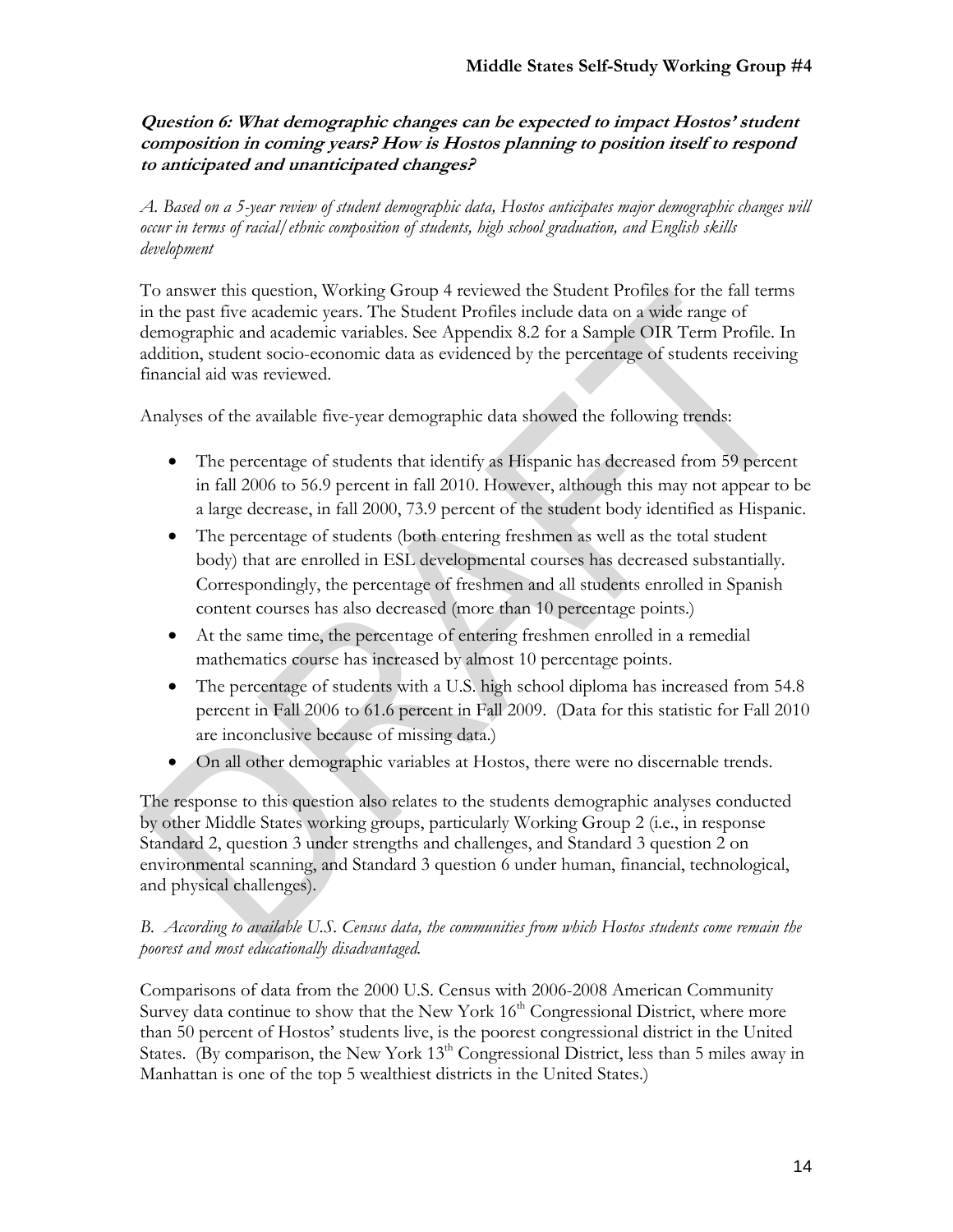**Question 6: What demographic changes can be expected to impact Hostos' student composition in coming years? How is Hostos planning to position itself to respond to anticipated and unanticipated changes?**

*A. Based on a 5-year review of student demographic data, Hostos anticipates major demographic changes will occur in terms of racial/ethnic composition of students, high school graduation, and English skills development*

To answer this question, Working Group 4 reviewed the Student Profiles for the fall terms in the past five academic years. The Student Profiles include data on a wide range of demographic and academic variables. See Appendix 8.2 for a Sample OIR Term Profile. In addition, student socio-economic data as evidenced by the percentage of students receiving financial aid was reviewed.

Analyses of the available five-year demographic data showed the following trends:

- The percentage of students that identify as Hispanic has decreased from 59 percent in fall 2006 to 56.9 percent in fall 2010. However, although this may not appear to be a large decrease, in fall 2000, 73.9 percent of the student body identified as Hispanic.
- The percentage of students (both entering freshmen as well as the total student body) that are enrolled in ESL developmental courses has decreased substantially. Correspondingly, the percentage of freshmen and all students enrolled in Spanish content courses has also decreased (more than 10 percentage points.)
- At the same time, the percentage of entering freshmen enrolled in a remedial mathematics course has increased by almost 10 percentage points.
- The percentage of students with a U.S. high school diploma has increased from 54.8 percent in Fall 2006 to 61.6 percent in Fall 2009. (Data for this statistic for Fall 2010 are inconclusive because of missing data.)
- On all other demographic variables at Hostos, there were no discernable trends.

The response to this question also relates to the students demographic analyses conducted by other Middle States working groups, particularly Working Group 2 (i.e., in response Standard 2, question 3 under strengths and challenges, and Standard 3 question 2 on environmental scanning, and Standard 3 question 6 under human, financial, technological, and physical challenges).

*B. According to available U.S. Census data, the communities from which Hostos students come remain the poorest and most educationally disadvantaged.*

Comparisons of data from the 2000 U.S. Census with 2006-2008 American Community Survey data continue to show that the New York 16th Congressional District, where more than 50 percent of Hostos' students live, is the poorest congressional district in the United States. (By comparison, the New York 13th Congressional District, less than 5 miles away in Manhattan is one of the top 5 wealthiest districts in the United States.)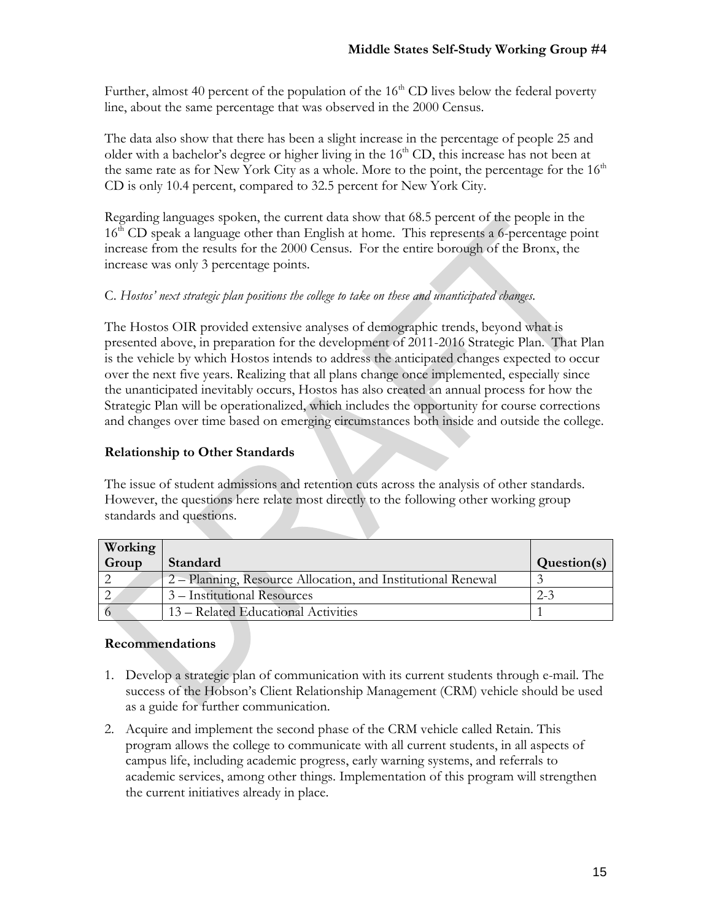Further, almost 40 percent of the population of the 16th CD lives below the federal poverty line, about the same percentage that was observed in the 2000 Census.

The data also show that there has been a slight increase in the percentage of people 25 and older with a bachelor's degree or higher living in the 16th CD, this increase has not been at the same rate as for New York City as a whole. More to the point, the percentage for the 16th CD is only 10.4 percent, compared to 32.5 percent for New York City.

Regarding languages spoken, the current data show that 68.5 percent of the people in the 16th CD speak a language other than English at home. This represents a 6-percentage point increase from the results for the 2000 Census. For the entire borough of the Bronx, the increase was only 3 percentage points.

C. *Hostos' next strategic plan positions the college to take on these and unanticipated changes.*

The Hostos OIR provided extensive analyses of demographic trends, beyond what is presented above, in preparation for the development of 2011-2016 Strategic Plan. That Plan is the vehicle by which Hostos intends to address the anticipated changes expected to occur over the next five years. Realizing that all plans change once implemented, especially since the unanticipated inevitably occurs, Hostos has also created an annual process for how the Strategic Plan will be operationalized, which includes the opportunity for course corrections and changes over time based on emerging circumstances both inside and outside the college.

### Relationship to Other Standards

The issue of student admissions and retention cuts across the analysis of other standards. However, the questions here relate most directly to the following other working group standards and questions.

| Working Group | Standard | Question(s) |
|---|---|---|
| 2 | 2 – Planning, Resource Allocation, and Institutional Renewal | 3 |
| 2 | 3 – Institutional Resources | 2-3 |
| 6 | 13 – Related Educational Activities | 1 |

### Recommendations

1. Develop a strategic plan of communication with its current students through e-mail. The success of the Hobson's Client Relationship Management (CRM) vehicle should be used as a guide for further communication.
2. Acquire and implement the second phase of the CRM vehicle called Retain. This program allows the college to communicate with all current students, in all aspects of campus life, including academic progress, early warning systems, and referrals to academic services, among other things. Implementation of this program will strengthen the current initiatives already in place.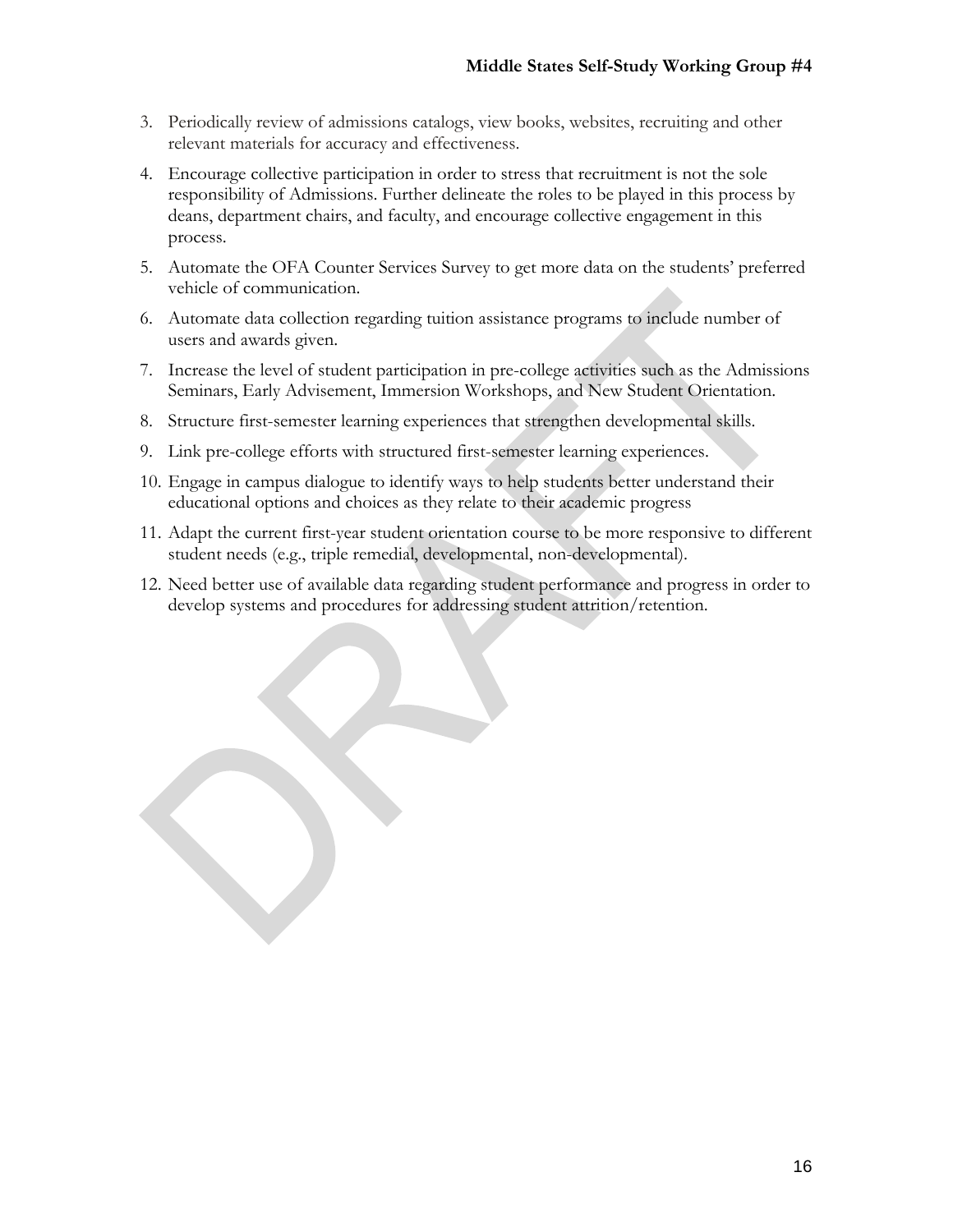3. Periodically review of admissions catalogs, view books, websites, recruiting and other relevant materials for accuracy and effectiveness.
4. Encourage collective participation in order to stress that recruitment is not the sole responsibility of Admissions. Further delineate the roles to be played in this process by deans, department chairs, and faculty, and encourage collective engagement in this process.
5. Automate the OFA Counter Services Survey to get more data on the students' preferred vehicle of communication.
6. Automate data collection regarding tuition assistance programs to include number of users and awards given.
7. Increase the level of student participation in pre-college activities such as the Admissions Seminars, Early Advisement, Immersion Workshops, and New Student Orientation.
8. Structure first-semester learning experiences that strengthen developmental skills.
9. Link pre-college efforts with structured first-semester learning experiences.
10. Engage in campus dialogue to identify ways to help students better understand their educational options and choices as they relate to their academic progress
11. Adapt the current first-year student orientation course to be more responsive to different student needs (e.g., triple remedial, developmental, non-developmental).
12. Need better use of available data regarding student performance and progress in order to develop systems and procedures for addressing student attrition/retention.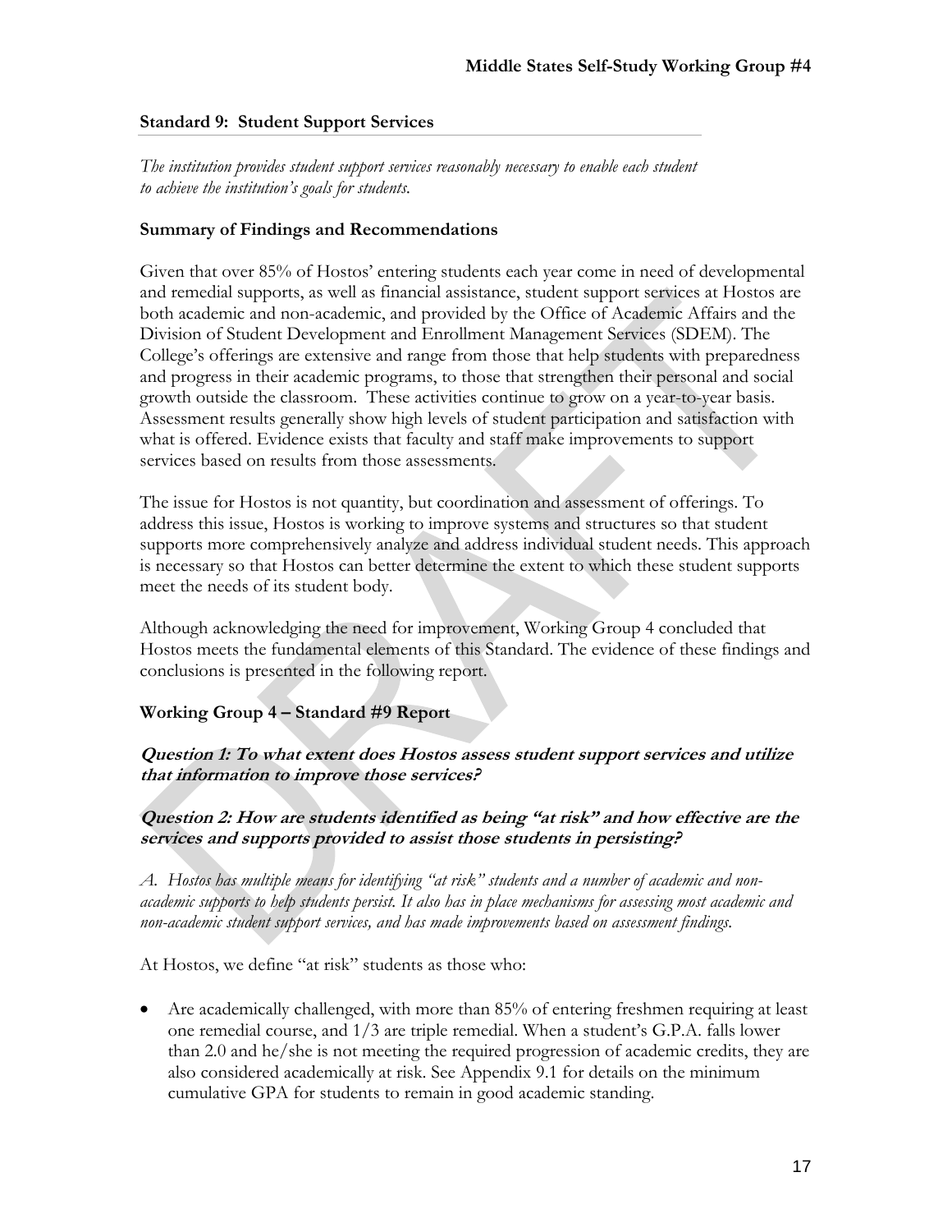### Standard 9: Student Support Services

*The institution provides student support services reasonably necessary to enable each student to achieve the institution's goals for students.*

### Summary of Findings and Recommendations

Given that over 85% of Hostos' entering students each year come in need of developmental and remedial supports, as well as financial assistance, student support services at Hostos are both academic and non-academic, and provided by the Office of Academic Affairs and the Division of Student Development and Enrollment Management Services (SDEM). The College's offerings are extensive and range from those that help students with preparedness and progress in their academic programs, to those that strengthen their personal and social growth outside the classroom. These activities continue to grow on a year-to-year basis. Assessment results generally show high levels of student participation and satisfaction with what is offered. Evidence exists that faculty and staff make improvements to support services based on results from those assessments.

The issue for Hostos is not quantity, but coordination and assessment of offerings. To address this issue, Hostos is working to improve systems and structures so that student supports more comprehensively analyze and address individual student needs. This approach is necessary so that Hostos can better determine the extent to which these student supports meet the needs of its student body.

Although acknowledging the need for improvement, Working Group 4 concluded that Hostos meets the fundamental elements of this Standard. The evidence of these findings and conclusions is presented in the following report.

### Working Group 4 – Standard #9 Report

***Question 1: To what extent does Hostos assess student support services and utilize that information to improve those services?***

***Question 2: How are students identified as being "at risk" and how effective are the services and supports provided to assist those students in persisting?***

*A. Hostos has multiple means for identifying "at risk" students and a number of academic and non-academic supports to help students persist. It also has in place mechanisms for assessing most academic and non-academic student support services, and has made improvements based on assessment findings.*

At Hostos, we define "at risk" students as those who:

- Are academically challenged, with more than 85% of entering freshmen requiring at least one remedial course, and 1/3 are triple remedial. When a student's G.P.A. falls lower than 2.0 and he/she is not meeting the required progression of academic credits, they are also considered academically at risk. See Appendix 9.1 for details on the minimum cumulative GPA for students to remain in good academic standing.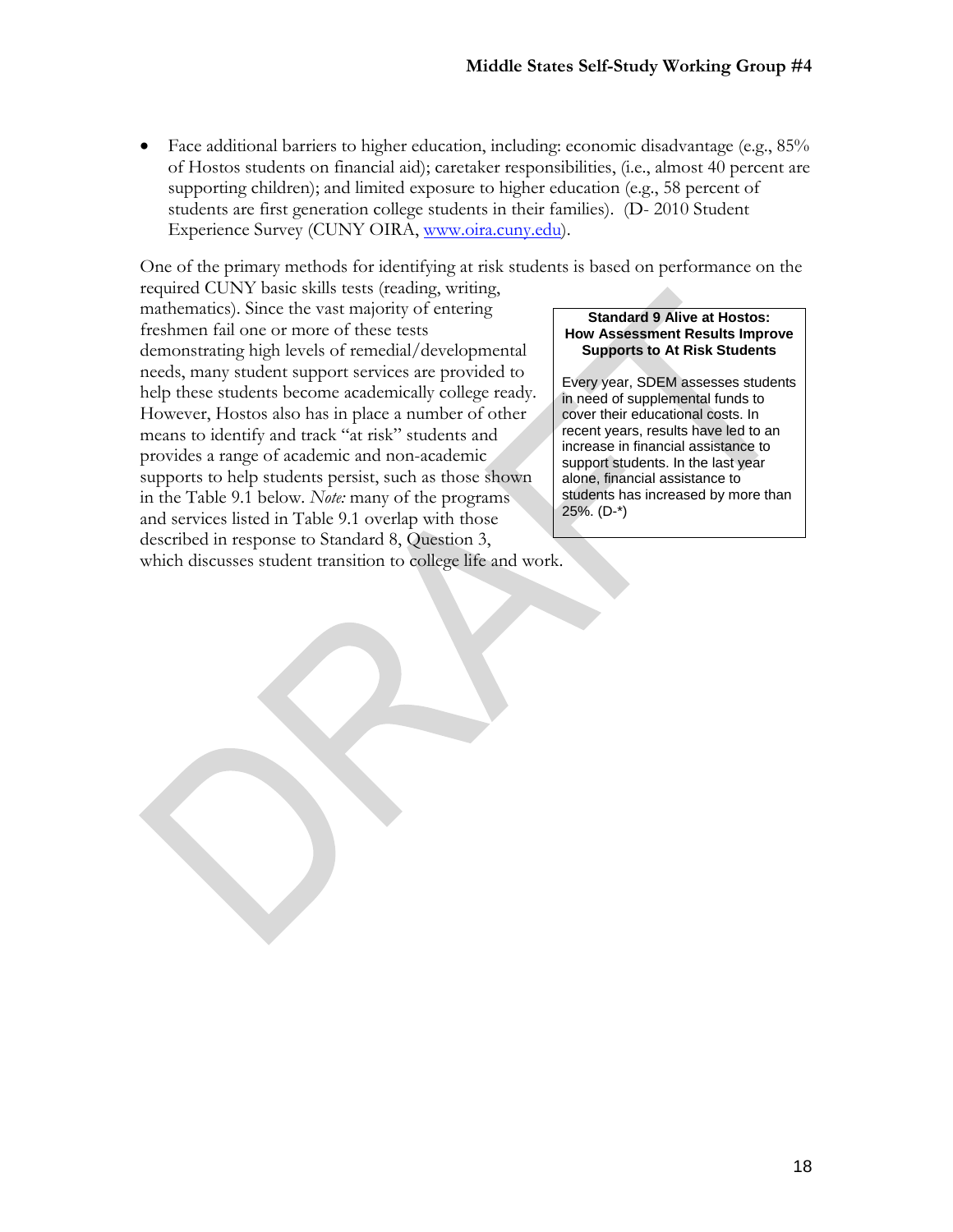- Face additional barriers to higher education, including: economic disadvantage (e.g., 85% of Hostos students on financial aid); caretaker responsibilities, (i.e., almost 40 percent are supporting children); and limited exposure to higher education (e.g., 58 percent of students are first generation college students in their families). (D- 2010 Student Experience Survey (CUNY OIRA, www.oira.cuny.edu).

One of the primary methods for identifying at risk students is based on performance on the required CUNY basic skills tests (reading, writing, mathematics). Since the vast majority of entering freshmen fail one or more of these tests demonstrating high levels of remedial/developmental needs, many student support services are provided to help these students become academically college ready. However, Hostos also has in place a number of other means to identify and track "at risk" students and provides a range of academic and non-academic supports to help students persist, such as those shown in the Table 9.1 below. *Note:* many of the programs and services listed in Table 9.1 overlap with those described in response to Standard 8, Question 3, which discusses student transition to college life and work.

> **Standard 9 Alive at Hostos: How Assessment Results Improve Supports to At Risk Students**
>
> Every year, SDEM assesses students in need of supplemental funds to cover their educational costs. In recent years, results have led to an increase in financial assistance to support students. In the last year alone, financial assistance to students has increased by more than 25%. (D-*)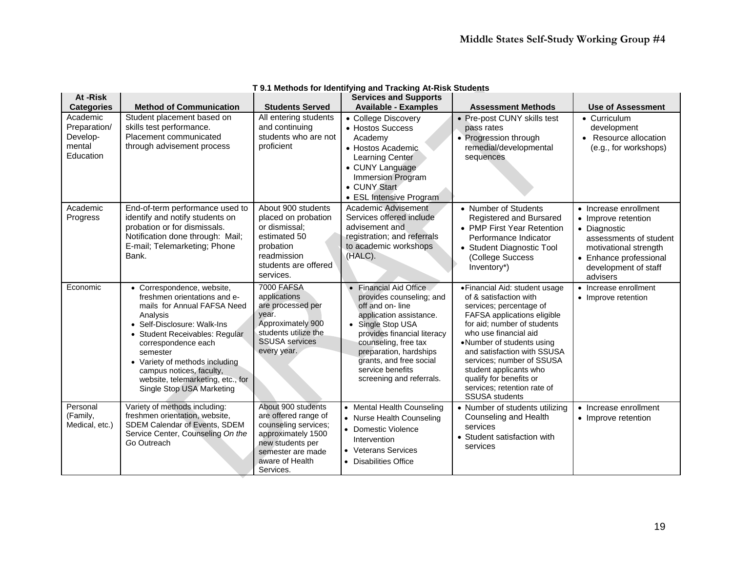**T 9.1 Methods for Identifying and Tracking At-Risk Students**

| At -Risk Categories | Method of Communication | Students Served | Services and Supports Available - Examples | Assessment Methods | Use of Assessment |
|---|---|---|---|---|---|
| Academic Preparation/ Develop-mental Education | Student placement based on skills test performance. Placement communicated through advisement process | All entering students and continuing students who are not proficient | • College Discovery<br>• Hostos Success Academy<br>• Hostos Academic Learning Center<br>• CUNY Language Immersion Program<br>• CUNY Start<br>• ESL Intensive Program | • Pre-post CUNY skills test pass rates<br>• Progression through remedial/developmental sequences | • Curriculum development<br>• Resource allocation (e.g., for workshops) |
| Academic Progress | End-of-term performance used to identify and notify students on probation or for dismissals. Notification done through: Mail; E-mail; Telemarketing; Phone Bank. | About 900 students placed on probation or dismissal; estimated 50 probation readmission students are offered services. | Academic Advisement Services offered include advisement and registration; and referrals to academic workshops (HALC). | • Number of Students Registered and Bursared<br>• PMP First Year Retention Performance Indicator<br>• Student Diagnostic Tool (College Success Inventory*) | • Increase enrollment<br>• Improve retention<br>• Diagnostic assessments of student motivational strength<br>• Enhance professional development of staff advisers |
| Economic | • Correspondence, website, freshmen orientations and e-mails for Annual FAFSA Need Analysis<br>• Self-Disclosure: Walk-Ins<br>• Student Receivables: Regular correspondence each semester<br>• Variety of methods including campus notices, faculty, website, telemarketing, etc., for Single Stop USA Marketing | 7000 FAFSA applications are processed per year. Approximately 900 students utilize the SSUSA services every year. | • Financial Aid Office provides counseling; and off and on- line application assistance.<br>• Single Stop USA provides financial literacy counseling, free tax preparation, hardships grants, and free social service benefits screening and referrals. | • Financial Aid: student usage of & satisfaction with services; percentage of FAFSA applications eligible for aid; number of students who use financial aid<br>• Number of students using and satisfaction with SSUSA services; number of SSUSA student applicants who qualify for benefits or services; retention rate of SSUSA students | • Increase enrollment<br>• Improve retention |
| Personal (Family, Medical, etc.) | Variety of methods including: freshmen orientation, website, SDEM Calendar of Events, SDEM Service Center, Counseling *On the Go* Outreach | About 900 students are offered range of counseling services; approximately 1500 new students per semester are made aware of Health Services. | • Mental Health Counseling<br>• Nurse Health Counseling<br>• Domestic Violence Intervention<br>• Veterans Services<br>• Disabilities Office | • Number of students utilizing Counseling and Health services<br>• Student satisfaction with services | • Increase enrollment<br>• Improve retention |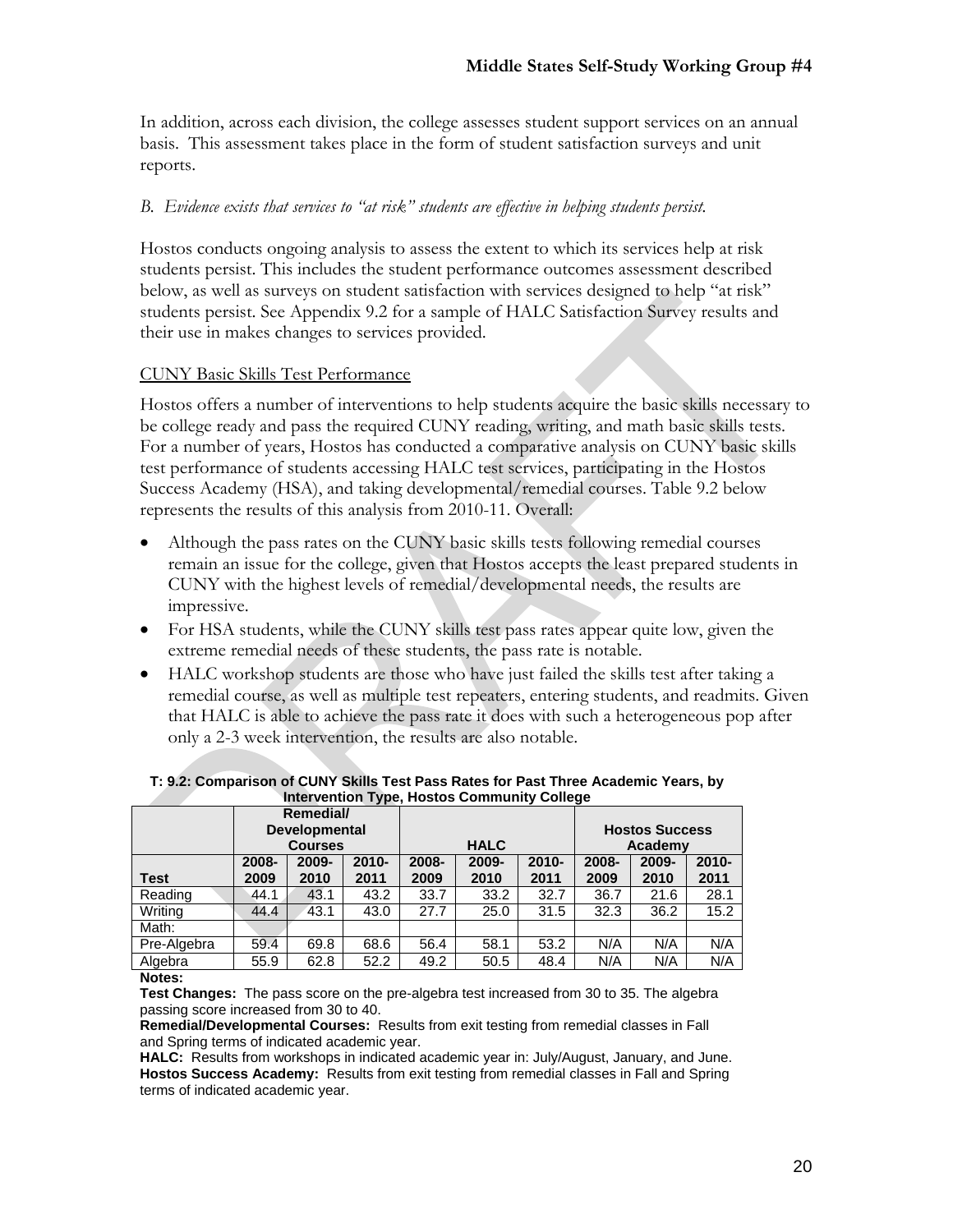In addition, across each division, the college assesses student support services on an annual basis. This assessment takes place in the form of student satisfaction surveys and unit reports.

*B. Evidence exists that services to "at risk" students are effective in helping students persist.*

Hostos conducts ongoing analysis to assess the extent to which its services help at risk students persist. This includes the student performance outcomes assessment described below, as well as surveys on student satisfaction with services designed to help "at risk" students persist. See Appendix 9.2 for a sample of HALC Satisfaction Survey results and their use in makes changes to services provided.

<u>CUNY Basic Skills Test Performance</u>

Hostos offers a number of interventions to help students acquire the basic skills necessary to be college ready and pass the required CUNY reading, writing, and math basic skills tests. For a number of years, Hostos has conducted a comparative analysis on CUNY basic skills test performance of students accessing HALC test services, participating in the Hostos Success Academy (HSA), and taking developmental/remedial courses. Table 9.2 below represents the results of this analysis from 2010-11. Overall:

- Although the pass rates on the CUNY basic skills tests following remedial courses remain an issue for the college, given that Hostos accepts the least prepared students in CUNY with the highest levels of remedial/developmental needs, the results are impressive.
- For HSA students, while the CUNY skills test pass rates appear quite low, given the extreme remedial needs of these students, the pass rate is notable.
- HALC workshop students are those who have just failed the skills test after taking a remedial course, as well as multiple test repeaters, entering students, and readmits. Given that HALC is able to achieve the pass rate it does with such a heterogeneous pop after only a 2-3 week intervention, the results are also notable.

**T: 9.2: Comparison of CUNY Skills Test Pass Rates for Past Three Academic Years, by Intervention Type, Hostos Community College**

| | Remedial/ Developmental Courses | | | HALC | | | Hostos Success Academy | | |
|---|---|---|---|---|---|---|---|---|---|
| **Test** | **2008-2009** | **2009-2010** | **2010-2011** | **2008-2009** | **2009-2010** | **2010-2011** | **2008-2009** | **2009-2010** | **2010-2011** |
| Reading | 44.1 | 43.1 | 43.2 | 33.7 | 33.2 | 32.7 | 36.7 | 21.6 | 28.1 |
| Writing | 44.4 | 43.1 | 43.0 | 27.7 | 25.0 | 31.5 | 32.3 | 36.2 | 15.2 |
| Math: | | | | | | | | | |
| Pre-Algebra | 59.4 | 69.8 | 68.6 | 56.4 | 58.1 | 53.2 | N/A | N/A | N/A |
| Algebra | 55.9 | 62.8 | 52.2 | 49.2 | 50.5 | 48.4 | N/A | N/A | N/A |

**Notes:**

**Test Changes:** The pass score on the pre-algebra test increased from 30 to 35. The algebra passing score increased from 30 to 40.

**Remedial/Developmental Courses:** Results from exit testing from remedial classes in Fall and Spring terms of indicated academic year.

**HALC:** Results from workshops in indicated academic year in: July/August, January, and June.

**Hostos Success Academy:** Results from exit testing from remedial classes in Fall and Spring terms of indicated academic year.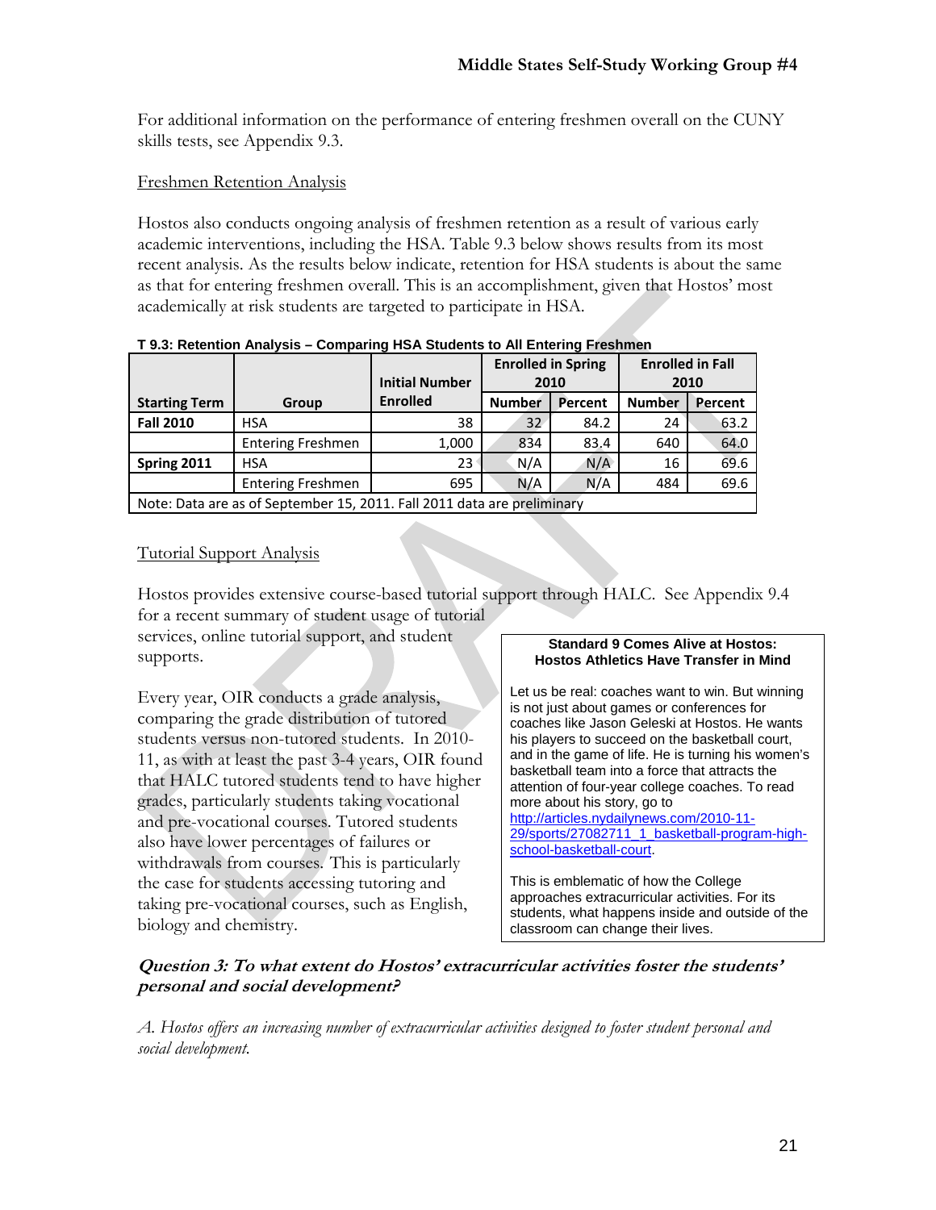For additional information on the performance of entering freshmen overall on the CUNY skills tests, see Appendix 9.3.

Freshmen Retention Analysis

Hostos also conducts ongoing analysis of freshmen retention as a result of various early academic interventions, including the HSA. Table 9.3 below shows results from its most recent analysis. As the results below indicate, retention for HSA students is about the same as that for entering freshmen overall. This is an accomplishment, given that Hostos' most academically at risk students are targeted to participate in HSA.

**T 9.3: Retention Analysis – Comparing HSA Students to All Entering Freshmen**

| Starting Term | Group | Initial Number Enrolled | Enrolled in Spring 2010 | | Enrolled in Fall 2010 | |
|---|---|---|---|---|---|---|
| | | | Number | Percent | Number | Percent |
| **Fall 2010** | HSA | 38 | 32 | 84.2 | 24 | 63.2 |
| | Entering Freshmen | 1,000 | 834 | 83.4 | 640 | 64.0 |
| **Spring 2011** | HSA | 23 | N/A | N/A | 16 | 69.6 |
| | Entering Freshmen | 695 | N/A | N/A | 484 | 69.6 |

Note: Data are as of September 15, 2011. Fall 2011 data are preliminary

Tutorial Support Analysis

Hostos provides extensive course-based tutorial support through HALC. See Appendix 9.4 for a recent summary of student usage of tutorial services, online tutorial support, and student supports.

Every year, OIR conducts a grade analysis, comparing the grade distribution of tutored students versus non-tutored students. In 2010-11, as with at least the past 3-4 years, OIR found that HALC tutored students tend to have higher grades, particularly students taking vocational and pre-vocational courses. Tutored students also have lower percentages of failures or withdrawals from courses. This is particularly the case for students accessing tutoring and taking pre-vocational courses, such as English, biology and chemistry.

> **Standard 9 Comes Alive at Hostos: Hostos Athletics Have Transfer in Mind**
>
> Let us be real: coaches want to win. But winning is not just about games or conferences for coaches like Jason Geleski at Hostos. He wants his players to succeed on the basketball court, and in the game of life. He is turning his women's basketball team into a force that attracts the attention of four-year college coaches. To read more about his story, go to http://articles.nydailynews.com/2010-11-29/sports/27082711_1_basketball-program-high-school-basketball-court.
>
> This is emblematic of how the College approaches extracurricular activities. For its students, what happens inside and outside of the classroom can change their lives.

***Question 3: To what extent do Hostos' extracurricular activities foster the students' personal and social development?***

*A. Hostos offers an increasing number of extracurricular activities designed to foster student personal and social development.*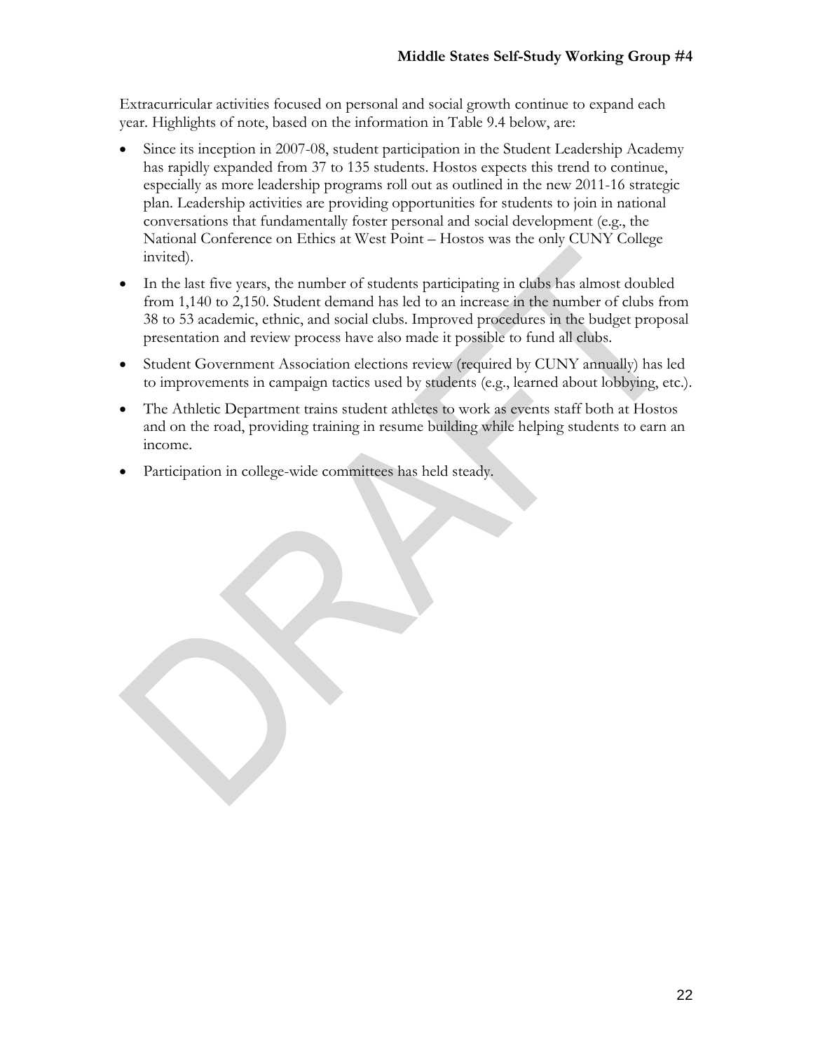Extracurricular activities focused on personal and social growth continue to expand each year. Highlights of note, based on the information in Table 9.4 below, are:

- Since its inception in 2007-08, student participation in the Student Leadership Academy has rapidly expanded from 37 to 135 students. Hostos expects this trend to continue, especially as more leadership programs roll out as outlined in the new 2011-16 strategic plan. Leadership activities are providing opportunities for students to join in national conversations that fundamentally foster personal and social development (e.g., the National Conference on Ethics at West Point – Hostos was the only CUNY College invited).
- In the last five years, the number of students participating in clubs has almost doubled from 1,140 to 2,150. Student demand has led to an increase in the number of clubs from 38 to 53 academic, ethnic, and social clubs. Improved procedures in the budget proposal presentation and review process have also made it possible to fund all clubs.
- Student Government Association elections review (required by CUNY annually) has led to improvements in campaign tactics used by students (e.g., learned about lobbying, etc.).
- The Athletic Department trains student athletes to work as events staff both at Hostos and on the road, providing training in resume building while helping students to earn an income.
- Participation in college-wide committees has held steady.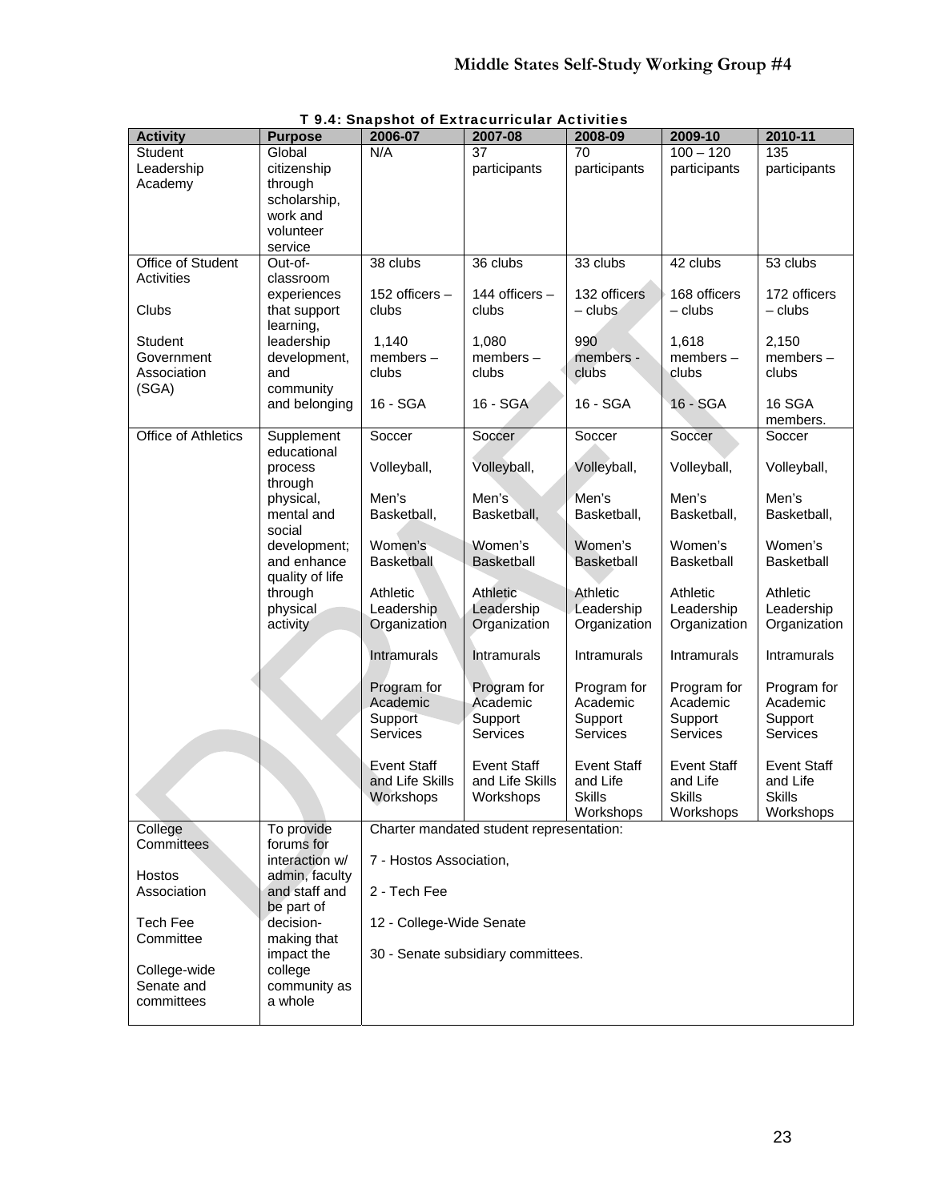**T 9.4: Snapshot of Extracurricular Activities**

| Activity | Purpose | 2006-07 | 2007-08 | 2008-09 | 2009-10 | 2010-11 |
|---|---|---|---|---|---|---|
| Student Leadership Academy | Global citizenship through scholarship, work and volunteer service | N/A | 37 participants | 70 participants | 100 – 120 participants | 135 participants |
| Office of Student Activities<br><br>Clubs<br><br>Student Government Association (SGA) | Out-of-classroom experiences that support learning, leadership development, and community and belonging | 38 clubs<br><br>152 officers – clubs<br><br>1,140 members – clubs<br><br>16 - SGA | 36 clubs<br><br>144 officers – clubs<br><br>1,080 members – clubs<br><br>16 - SGA | 33 clubs<br><br>132 officers – clubs<br><br>990 members - clubs<br><br>16 - SGA | 42 clubs<br><br>168 officers – clubs<br><br>1,618 members – clubs<br><br>16 - SGA | 53 clubs<br><br>172 officers – clubs<br><br>2,150 members – clubs<br><br>16 SGA members. |
| Office of Athletics | Supplement educational process through physical, mental and social development; and enhance quality of life through physical activity | Soccer<br><br>Volleyball,<br><br>Men's Basketball,<br><br>Women's Basketball<br><br>Athletic Leadership Organization<br><br>Intramurals<br><br>Program for Academic Support Services<br><br>Event Staff and Life Skills Workshops | Soccer<br><br>Volleyball,<br><br>Men's Basketball,<br><br>Women's Basketball<br><br>Athletic Leadership Organization<br><br>Intramurals<br><br>Program for Academic Support Services<br><br>Event Staff and Life Skills Workshops | Soccer<br><br>Volleyball,<br><br>Men's Basketball,<br><br>Women's Basketball<br><br>Athletic Leadership Organization<br><br>Intramurals<br><br>Program for Academic Support Services<br><br>Event Staff and Life Skills Workshops | Soccer<br><br>Volleyball,<br><br>Men's Basketball,<br><br>Women's Basketball<br><br>Athletic Leadership Organization<br><br>Intramurals<br><br>Program for Academic Support Services<br><br>Event Staff and Life Skills Workshops | Soccer<br><br>Volleyball,<br><br>Men's Basketball,<br><br>Women's Basketball<br><br>Athletic Leadership Organization<br><br>Intramurals<br><br>Program for Academic Support Services<br><br>Event Staff and Life Skills Workshops |
| College Committees<br><br>Hostos Association<br><br>Tech Fee Committee<br><br>College-wide Senate and committees | To provide forums for interaction w/ admin, faculty and staff and be part of decision-making that impact the college community as a whole | Charter mandated student representation:<br><br>7 - Hostos Association,<br><br>2 - Tech Fee<br><br>12 - College-Wide Senate<br><br>30 - Senate subsidiary committees. | | | | |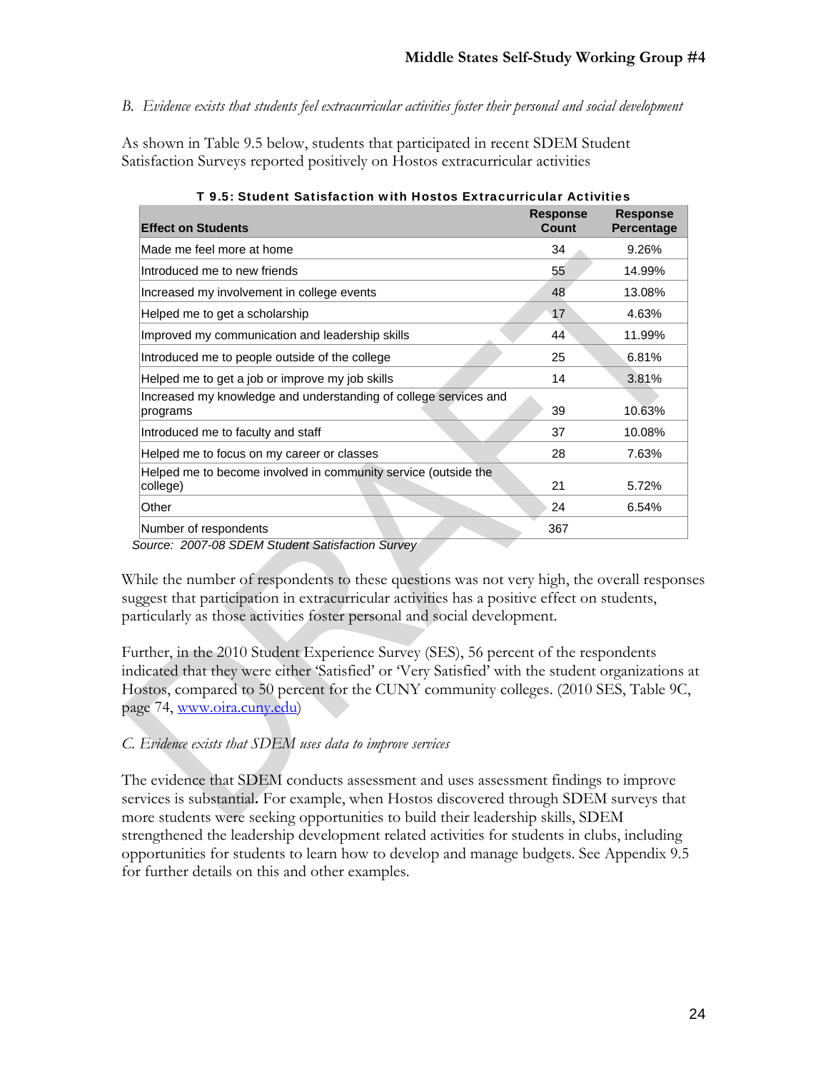*B. Evidence exists that students feel extracurricular activities foster their personal and social development*

As shown in Table 9.5 below, students that participated in recent SDEM Student Satisfaction Surveys reported positively on Hostos extracurricular activities

**T 9.5: Student Satisfaction with Hostos Extracurricular Activities**

| Effect on Students | Response Count | Response Percentage |
|---|---|---|
| Made me feel more at home | 34 | 9.26% |
| Introduced me to new friends | 55 | 14.99% |
| Increased my involvement in college events | 48 | 13.08% |
| Helped me to get a scholarship | 17 | 4.63% |
| Improved my communication and leadership skills | 44 | 11.99% |
| Introduced me to people outside of the college | 25 | 6.81% |
| Helped me to get a job or improve my job skills | 14 | 3.81% |
| Increased my knowledge and understanding of college services and programs | 39 | 10.63% |
| Introduced me to faculty and staff | 37 | 10.08% |
| Helped me to focus on my career or classes | 28 | 7.63% |
| Helped me to become involved in community service (outside the college) | 21 | 5.72% |
| Other | 24 | 6.54% |
| Number of respondents | 367 | |

*Source: 2007-08 SDEM Student Satisfaction Survey*

While the number of respondents to these questions was not very high, the overall responses suggest that participation in extracurricular activities has a positive effect on students, particularly as those activities foster personal and social development.

Further, in the 2010 Student Experience Survey (SES), 56 percent of the respondents indicated that they were either 'Satisfied' or 'Very Satisfied' with the student organizations at Hostos, compared to 50 percent for the CUNY community colleges. (2010 SES, Table 9C, page 74, www.oira.cuny.edu)

*C. Evidence exists that SDEM uses data to improve services*

The evidence that SDEM conducts assessment and uses assessment findings to improve services is substantial**.** For example, when Hostos discovered through SDEM surveys that more students were seeking opportunities to build their leadership skills, SDEM strengthened the leadership development related activities for students in clubs, including opportunities for students to learn how to develop and manage budgets. See Appendix 9.5 for further details on this and other examples.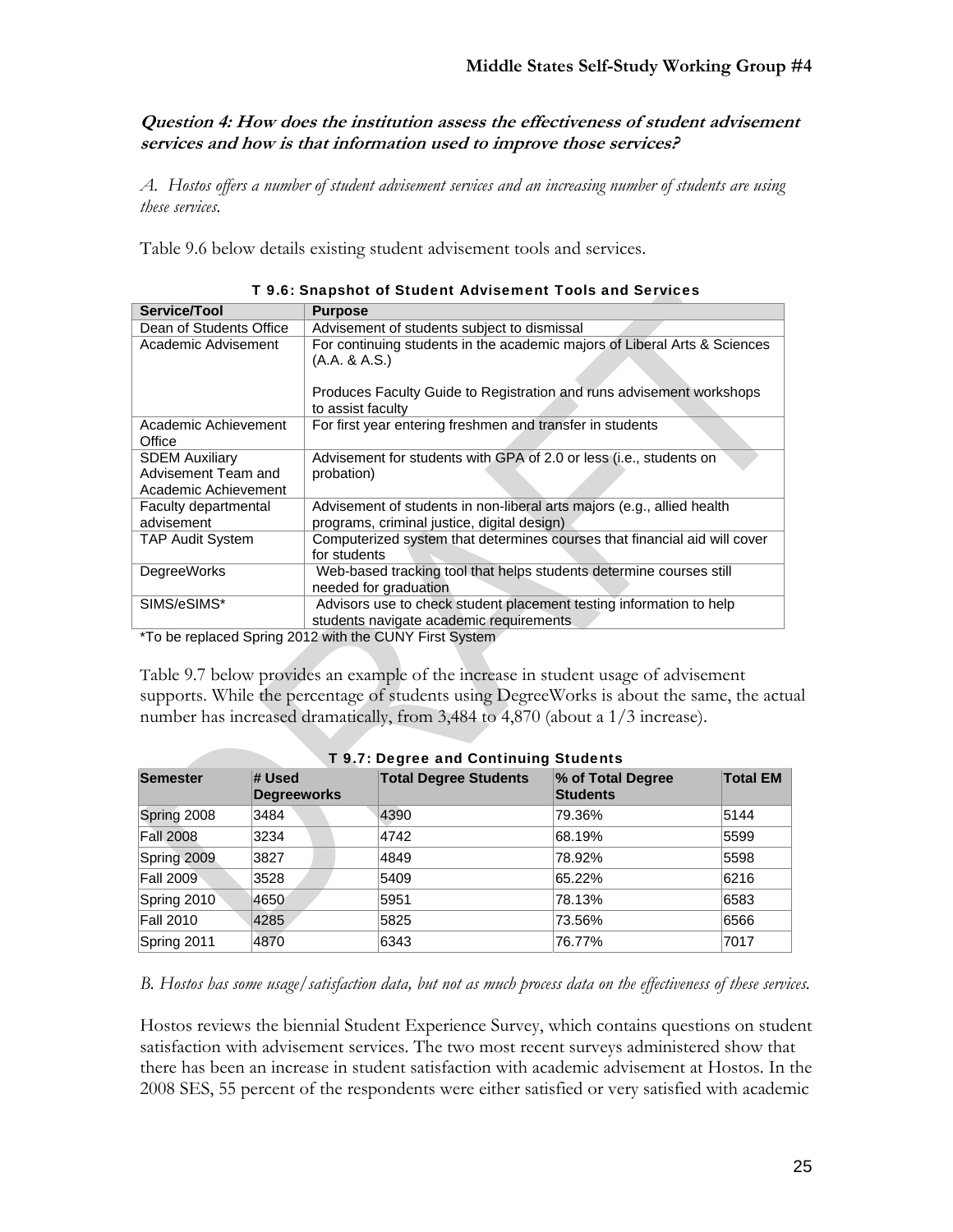**Question 4: How does the institution assess the effectiveness of student advisement services and how is that information used to improve those services?**

*A. Hostos offers a number of student advisement services and an increasing number of students are using these services.*

Table 9.6 below details existing student advisement tools and services.

**T 9.6: Snapshot of Student Advisement Tools and Services**

| Service/Tool | Purpose |
|---|---|
| Dean of Students Office | Advisement of students subject to dismissal |
| Academic Advisement | For continuing students in the academic majors of Liberal Arts & Sciences (A.A. & A.S.)<br><br>Produces Faculty Guide to Registration and runs advisement workshops to assist faculty |
| Academic Achievement Office | For first year entering freshmen and transfer in students |
| SDEM Auxiliary Advisement Team and Academic Achievement | Advisement for students with GPA of 2.0 or less (i.e., students on probation) |
| Faculty departmental advisement | Advisement of students in non-liberal arts majors (e.g., allied health programs, criminal justice, digital design) |
| TAP Audit System | Computerized system that determines courses that financial aid will cover for students |
| DegreeWorks | Web-based tracking tool that helps students determine courses still needed for graduation |
| SIMS/eSIMS* | Advisors use to check student placement testing information to help students navigate academic requirements |

*To be replaced Spring 2012 with the CUNY First System

Table 9.7 below provides an example of the increase in student usage of advisement supports. While the percentage of students using DegreeWorks is about the same, the actual number has increased dramatically, from 3,484 to 4,870 (about a 1/3 increase).

**T 9.7: Degree and Continuing Students**

| Semester | # Used Degreeworks | Total Degree Students | % of Total Degree Students | Total EM |
|---|---|---|---|---|
| Spring 2008 | 3484 | 4390 | 79.36% | 5144 |
| Fall 2008 | 3234 | 4742 | 68.19% | 5599 |
| Spring 2009 | 3827 | 4849 | 78.92% | 5598 |
| Fall 2009 | 3528 | 5409 | 65.22% | 6216 |
| Spring 2010 | 4650 | 5951 | 78.13% | 6583 |
| Fall 2010 | 4285 | 5825 | 73.56% | 6566 |
| Spring 2011 | 4870 | 6343 | 76.77% | 7017 |

*B. Hostos has some usage/satisfaction data, but not as much process data on the effectiveness of these services.*

Hostos reviews the biennial Student Experience Survey, which contains questions on student satisfaction with advisement services. The two most recent surveys administered show that there has been an increase in student satisfaction with academic advisement at Hostos. In the 2008 SES, 55 percent of the respondents were either satisfied or very satisfied with academic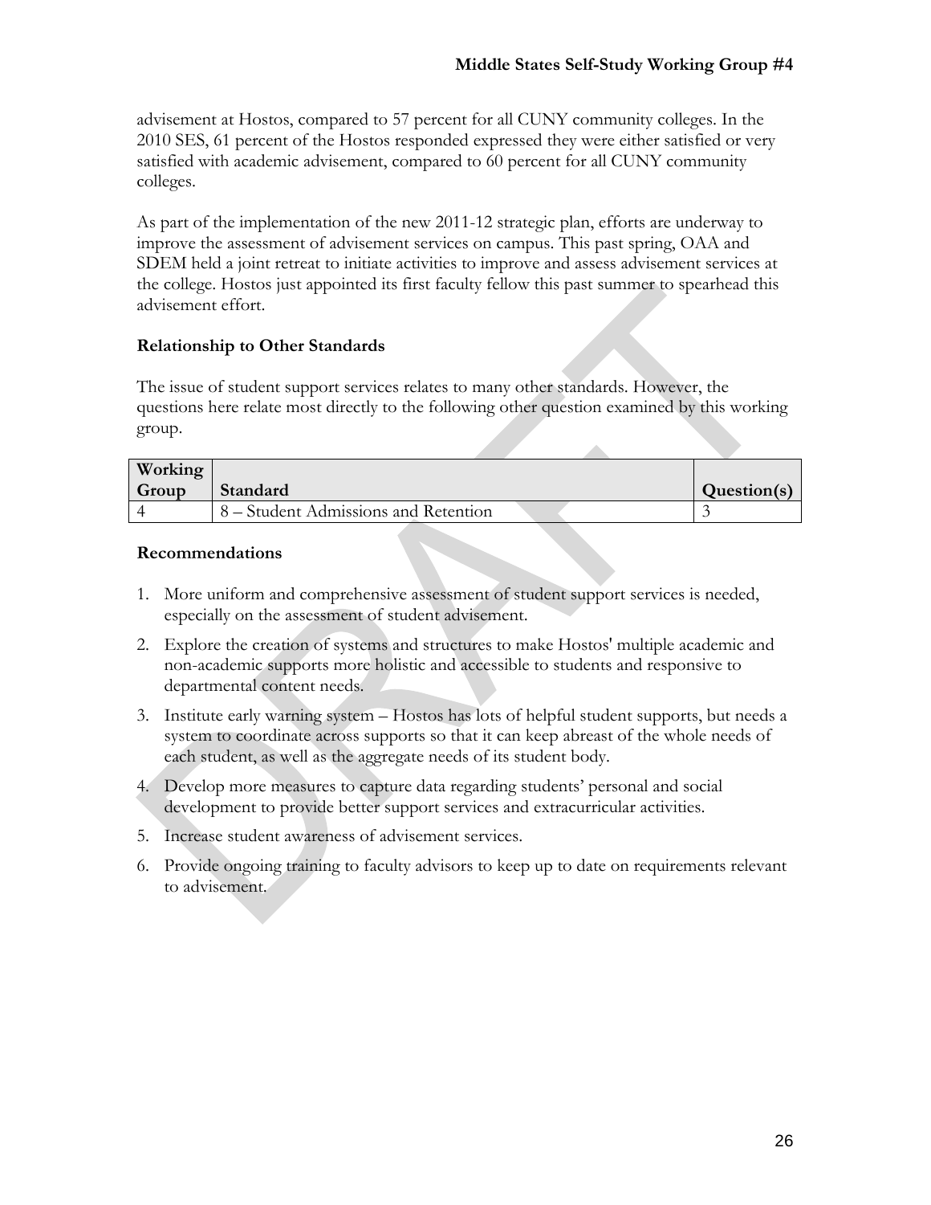advisement at Hostos, compared to 57 percent for all CUNY community colleges. In the 2010 SES, 61 percent of the Hostos responded expressed they were either satisfied or very satisfied with academic advisement, compared to 60 percent for all CUNY community colleges.

As part of the implementation of the new 2011-12 strategic plan, efforts are underway to improve the assessment of advisement services on campus. This past spring, OAA and SDEM held a joint retreat to initiate activities to improve and assess advisement services at the college. Hostos just appointed its first faculty fellow this past summer to spearhead this advisement effort.

### Relationship to Other Standards

The issue of student support services relates to many other standards. However, the questions here relate most directly to the following other question examined by this working group.

| Working Group | Standard | Question(s) |
|---|---|---|
| 4 | 8 – Student Admissions and Retention | 3 |

### Recommendations

1. More uniform and comprehensive assessment of student support services is needed, especially on the assessment of student advisement.
2. Explore the creation of systems and structures to make Hostos' multiple academic and non-academic supports more holistic and accessible to students and responsive to departmental content needs.
3. Institute early warning system – Hostos has lots of helpful student supports, but needs a system to coordinate across supports so that it can keep abreast of the whole needs of each student, as well as the aggregate needs of its student body.
4. Develop more measures to capture data regarding students' personal and social development to provide better support services and extracurricular activities.
5. Increase student awareness of advisement services.
6. Provide ongoing training to faculty advisors to keep up to date on requirements relevant to advisement.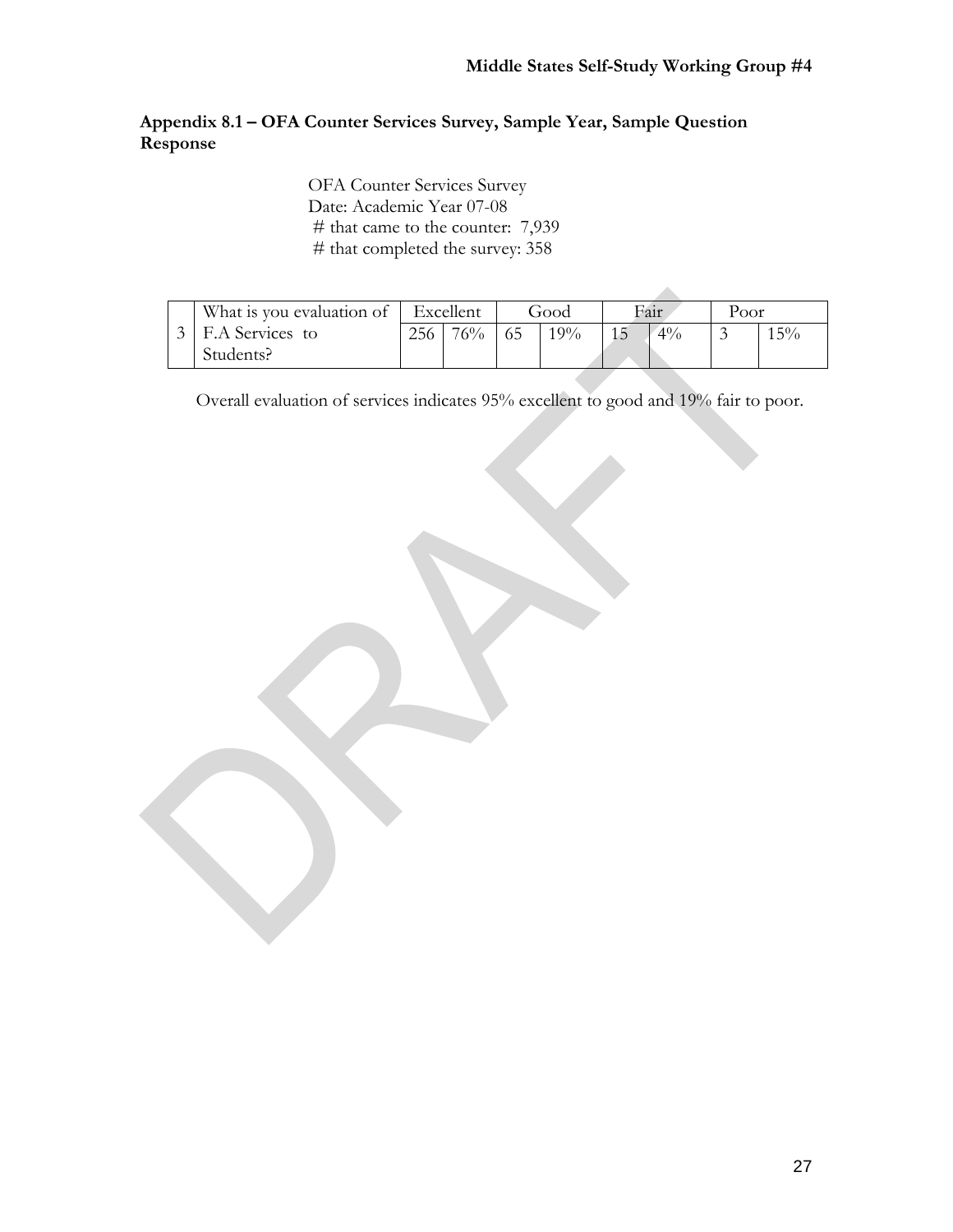## Appendix 8.1 – OFA Counter Services Survey, Sample Year, Sample Question Response

OFA Counter Services Survey
Date: Academic Year 07-08
# that came to the counter: 7,939
# that completed the survey: 358

| | What is you evaluation of | Excellent | | Good | | Fair | | Poor | |
|---|---|---|---|---|---|---|---|---|---|
| 3 | F.A Services to Students? | 256 | 76% | 65 | 19% | 15 | 4% | 3 | 15% |

Overall evaluation of services indicates 95% excellent to good and 19% fair to poor.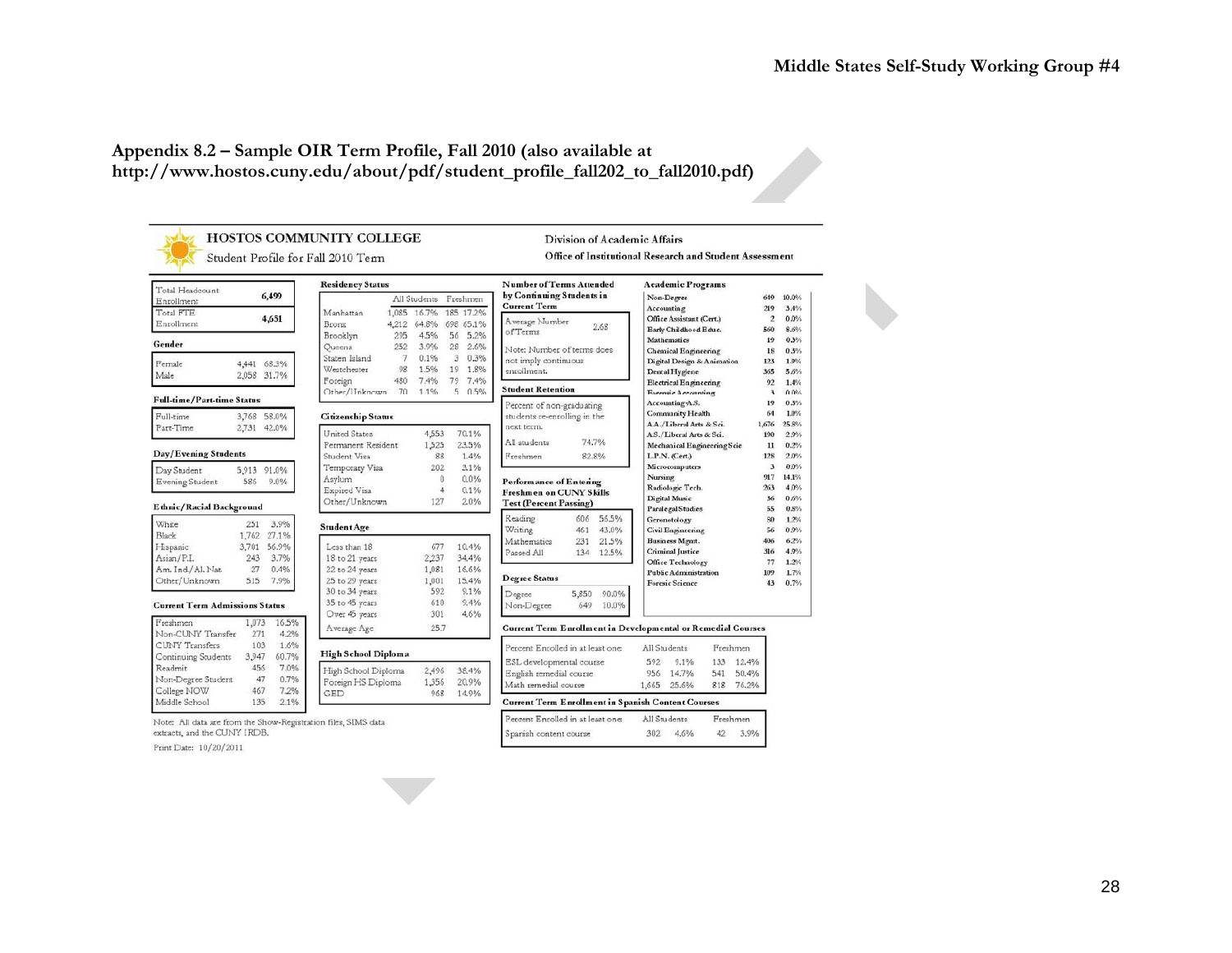## Appendix 8.2 – Sample OIR Term Profile, Fall 2010 (also available at http://www.hostos.cuny.edu/about/pdf/student_profile_fall202_to_fall2010.pdf)

**HOSTOS COMMUNITY COLLEGE**
Student Profile for Fall 2010 Term

Division of Academic Affairs
**Office of Institutional Research and Student Assessment**

| | |
|---|---|
| Total Headcount Enrollment | 6,499 |
| Total FTE Enrollment | 4,651 |

**Gender**

| | | |
|---|---|---|
| Female | 4,441 | 68.3% |
| Male | 2,058 | 31.7% |

**Full-time/Part-time Status**

| | | |
|---|---|---|
| Full-time | 3,768 | 58.0% |
| Part-Time | 2,731 | 42.0% |

**Day/Evening Students**

| | | |
|---|---|---|
| Day Student | 5,913 | 91.0% |
| Evening Student | 586 | 9.0% |

**Ethnic/Racial Background**

| | | |
|---|---|---|
| White | 251 | 3.9% |
| Black | 1,762 | 27.1% |
| Hispanic | 3,701 | 56.9% |
| Asian/P.I. | 243 | 3.7% |
| Am. Ind/Al. Nat. | 27 | 0.4% |
| Other/Unknown | 515 | 7.9% |

**Current Term Admissions Status**

| | | |
|---|---|---|
| Freshmen | 1,073 | 16.5% |
| Non-CUNY Transfer | 271 | 4.2% |
| CUNY Transfers | 103 | 1.6% |
| Continuing Students | 3,947 | 60.7% |
| Readmit | 456 | 7.0% |
| Non-Degree Student | 47 | 0.7% |
| College NOW | 467 | 7.2% |
| Middle School | 135 | 2.1% |

**Residency Status**

| | All Students | | Freshmen | |
|---|---|---|---|---|
| Manhattan | 1,085 | 16.7% | 185 | 17.2% |
| Bronx | 4,212 | 64.8% | 698 | 65.1% |
| Brooklyn | 295 | 4.5% | 56 | 5.2% |
| Queens | 252 | 3.9% | 28 | 2.6% |
| Staten Island | 7 | 0.1% | 3 | 0.3% |
| Westchester | 98 | 1.5% | 19 | 1.8% |
| Foreign | 480 | 7.4% | 79 | 7.4% |
| Other/Unknown | 70 | 1.1% | 5 | 0.5% |

**Citizenship Status**

| | | |
|---|---|---|
| United States | 4,553 | 70.1% |
| Permanent Resident | 1,525 | 23.5% |
| Student Visa | 88 | 1.4% |
| Temporary Visa | 202 | 3.1% |
| Asylum | 0 | 0.0% |
| Expired Visa | 4 | 0.1% |
| Other/Unknown | 127 | 2.0% |

**Student Age**

| | | |
|---|---|---|
| Less than 18 | 677 | 10.4% |
| 18 to 21 years | 2,237 | 34.4% |
| 22 to 24 years | 1,081 | 16.6% |
| 25 to 29 years | 1,001 | 15.4% |
| 30 to 34 years | 592 | 9.1% |
| 35 to 45 years | 610 | 9.4% |
| Over 45 years | 301 | 4.6% |
| Average Age | 25.7 | |

**High School Diploma**

| | | |
|---|---|---|
| High School Diploma | 2,496 | 38.4% |
| Foreign HS Diploma | 1,356 | 20.9% |
| GED | 968 | 14.9% |

**Number of Terms Attended by Continuing Students in Current Term**

| | |
|---|---|
| Average Number of Terms | 2.68 |

Note: Number of terms does not imply continuous enrollment.

**Student Retention**

Percent of non-graduating students re-enrolling in the next term.

| | |
|---|---|
| All students | 74.7% |
| Freshmen | 82.8% |

**Performance of Entering Freshmen on CUNY Skills Test (Percent Passing)**

| | | |
|---|---|---|
| Reading | 606 | 56.5% |
| Writing | 461 | 43.0% |
| Mathematics | 231 | 21.5% |
| Passed All | 134 | 12.5% |

**Degree Status**

| | | |
|---|---|---|
| Degree | 5,850 | 90.0% |
| Non-Degree | 649 | 10.0% |

**Academic Programs**

| | | |
|---|---|---|
| Non-Degree | 649 | 10.0% |
| Accounting | 219 | 3.4% |
| Office Assistant (Cert.) | 2 | 0.0% |
| Early Childhood Educ. | 560 | 8.6% |
| Mathematics | 19 | 0.3% |
| Chemical Engineering | 18 | 0.3% |
| Digital Design & Animation | 123 | 1.9% |
| Dental Hygiene | 365 | 5.6% |
| Electrical Engineering | 92 | 1.4% |
| Forensic Accounting | 3 | 0.0% |
| Accounting-A.S. | 19 | 0.3% |
| Community Health | 64 | 1.0% |
| A.A./Liberal Arts & Sci. | 1,676 | 25.8% |
| A.S./Liberal Arts & Sci. | 190 | 2.9% |
| Mechanical Engineering Scie | 11 | 0.2% |
| L.P.N. (Cert.) | 128 | 2.0% |
| Microcomputers | 3 | 0.0% |
| Nursing | 917 | 14.1% |
| Radiologic Tech. | 263 | 4.0% |
| Digital Music | 36 | 0.6% |
| Paralegal Studies | 55 | 0.8% |
| Gerontology | 80 | 1.2% |
| Civil Engineering | 56 | 0.9% |
| Business Mgmt. | 406 | 6.2% |
| Criminal Justice | 316 | 4.9% |
| Office Technology | 77 | 1.2% |
| Public Administration | 109 | 1.7% |
| Foresic Science | 43 | 0.7% |

**Current Term Enrollment in Developmental or Remedial Courses**

| Percent Enrolled in at least one | All Students | | Freshmen | |
|---|---|---|---|---|
| ESL developmental course | 592 | 9.1% | 133 | 12.4% |
| English remedial course | 956 | 14.7% | 541 | 50.4% |
| Math remedial course | 1,665 | 25.6% | 818 | 76.2% |

**Current Term Enrollment in Spanish Content Courses**

| Percent Enrolled in at least one | All Students | | Freshmen | |
|---|---|---|---|---|
| Spanish content course | 302 | 4.6% | 42 | 3.9% |

Note: All data are from the Show-Registration files, SIMS data extracts, and the CUNY IRDB.

Print Date: 10/20/2011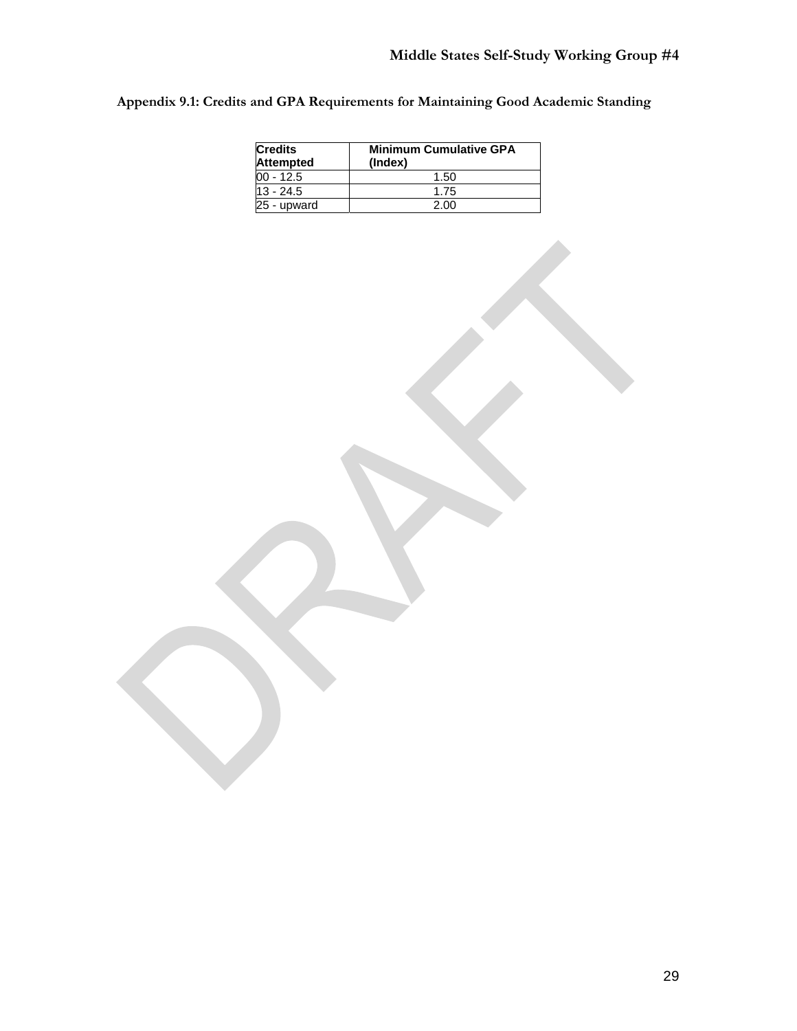## Appendix 9.1: Credits and GPA Requirements for Maintaining Good Academic Standing

| Credits Attempted | Minimum Cumulative GPA (Index) |
|---|---|
| 00 - 12.5 | 1.50 |
| 13 - 24.5 | 1.75 |
| 25 - upward | 2.00 |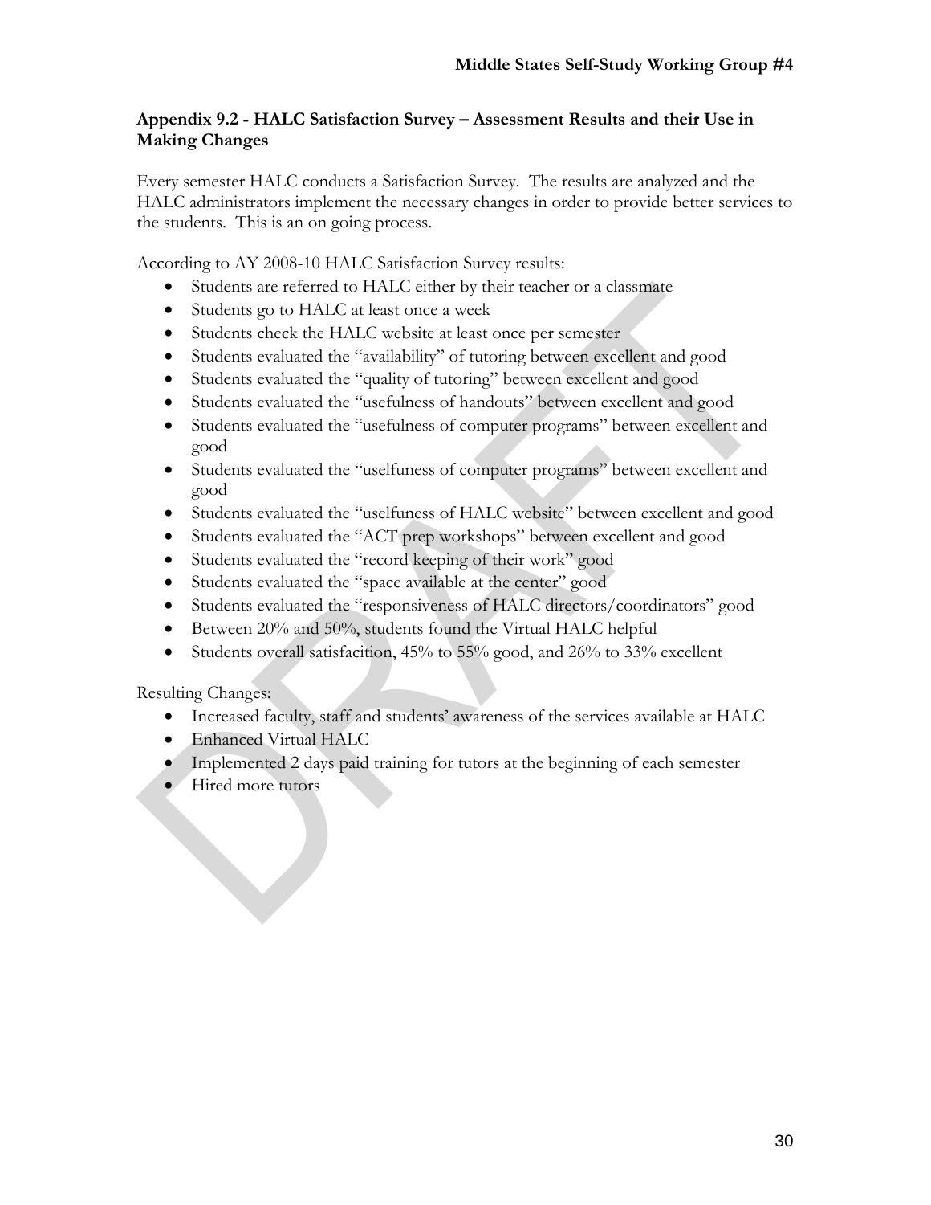### Appendix 9.2 - HALC Satisfaction Survey – Assessment Results and their Use in Making Changes

Every semester HALC conducts a Satisfaction Survey. The results are analyzed and the HALC administrators implement the necessary changes in order to provide better services to the students. This is an on going process.

According to AY 2008-10 HALC Satisfaction Survey results:

- Students are referred to HALC either by their teacher or a classmate
- Students go to HALC at least once a week
- Students check the HALC website at least once per semester
- Students evaluated the "availability" of tutoring between excellent and good
- Students evaluated the "quality of tutoring" between excellent and good
- Students evaluated the "usefulness of handouts" between excellent and good
- Students evaluated the "usefulness of computer programs" between excellent and good
- Students evaluated the "uselfuness of computer programs" between excellent and good
- Students evaluated the "uselfuness of HALC website" between excellent and good
- Students evaluated the "ACT prep workshops" between excellent and good
- Students evaluated the "record keeping of their work" good
- Students evaluated the "space available at the center" good
- Students evaluated the "responsiveness of HALC directors/coordinators" good
- Between 20% and 50%, students found the Virtual HALC helpful
- Students overall satisfacition, 45% to 55% good, and 26% to 33% excellent

Resulting Changes:

- Increased faculty, staff and students' awareness of the services available at HALC
- Enhanced Virtual HALC
- Implemented 2 days paid training for tutors at the beginning of each semester
- Hired more tutors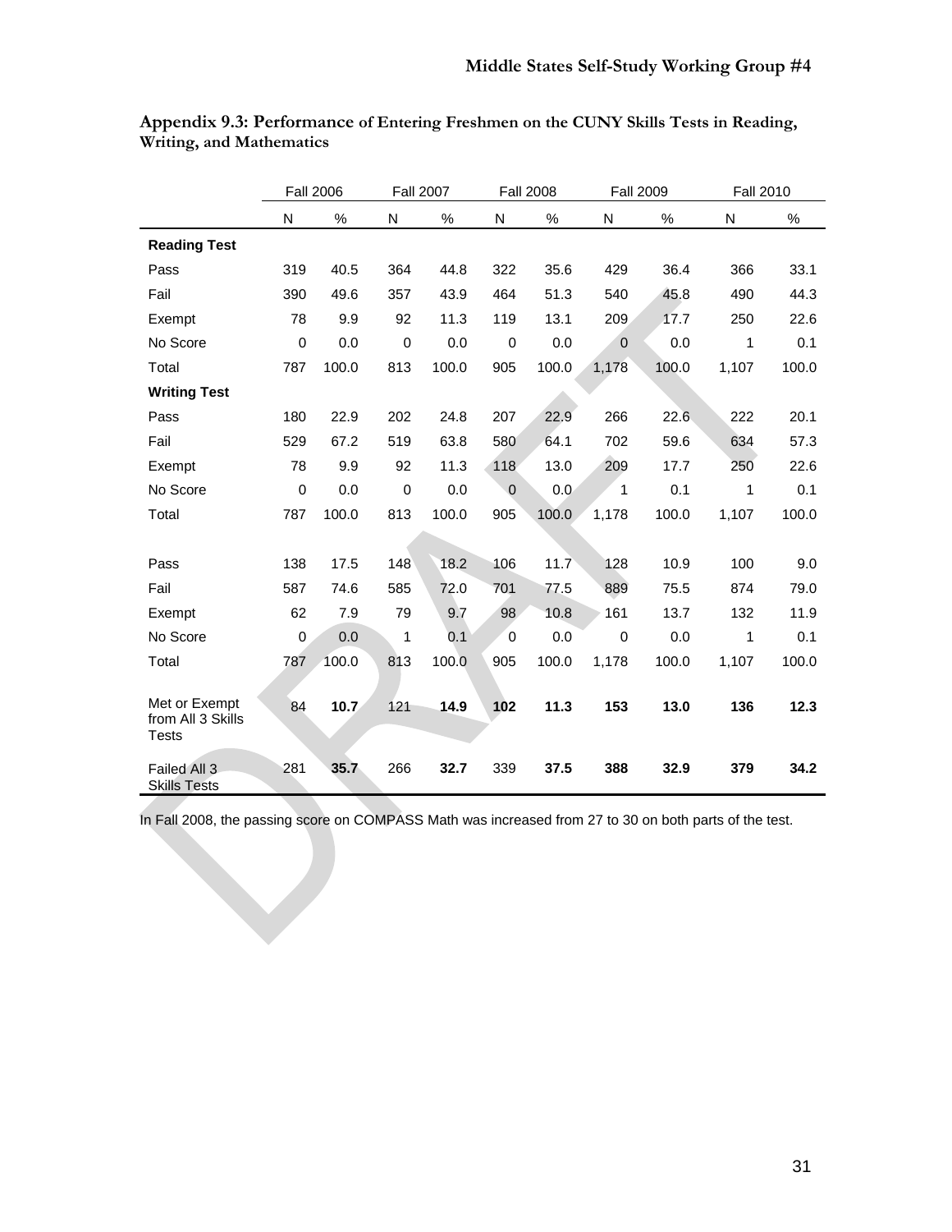**Appendix 9.3: Performance of Entering Freshmen on the CUNY Skills Tests in Reading, Writing, and Mathematics**

| | Fall 2006 | | Fall 2007 | | Fall 2008 | | Fall 2009 | | Fall 2010 | |
|---|---|---|---|---|---|---|---|---|---|---|
| | N | % | N | % | N | % | N | % | N | % |
| **Reading Test** | | | | | | | | | | |
| Pass | 319 | 40.5 | 364 | 44.8 | 322 | 35.6 | 429 | 36.4 | 366 | 33.1 |
| Fail | 390 | 49.6 | 357 | 43.9 | 464 | 51.3 | 540 | 45.8 | 490 | 44.3 |
| Exempt | 78 | 9.9 | 92 | 11.3 | 119 | 13.1 | 209 | 17.7 | 250 | 22.6 |
| No Score | 0 | 0.0 | 0 | 0.0 | 0 | 0.0 | 0 | 0.0 | 1 | 0.1 |
| Total | 787 | 100.0 | 813 | 100.0 | 905 | 100.0 | 1,178 | 100.0 | 1,107 | 100.0 |
| **Writing Test** | | | | | | | | | | |
| Pass | 180 | 22.9 | 202 | 24.8 | 207 | 22.9 | 266 | 22.6 | 222 | 20.1 |
| Fail | 529 | 67.2 | 519 | 63.8 | 580 | 64.1 | 702 | 59.6 | 634 | 57.3 |
| Exempt | 78 | 9.9 | 92 | 11.3 | 118 | 13.0 | 209 | 17.7 | 250 | 22.6 |
| No Score | 0 | 0.0 | 0 | 0.0 | 0 | 0.0 | 1 | 0.1 | 1 | 0.1 |
| Total | 787 | 100.0 | 813 | 100.0 | 905 | 100.0 | 1,178 | 100.0 | 1,107 | 100.0 |
| | | | | | | | | | | |
| Pass | 138 | 17.5 | 148 | 18.2 | 106 | 11.7 | 128 | 10.9 | 100 | 9.0 |
| Fail | 587 | 74.6 | 585 | 72.0 | 701 | 77.5 | 889 | 75.5 | 874 | 79.0 |
| Exempt | 62 | 7.9 | 79 | 9.7 | 98 | 10.8 | 161 | 13.7 | 132 | 11.9 |
| No Score | 0 | 0.0 | 1 | 0.1 | 0 | 0.0 | 0 | 0.0 | 1 | 0.1 |
| Total | 787 | 100.0 | 813 | 100.0 | 905 | 100.0 | 1,178 | 100.0 | 1,107 | 100.0 |
| Met or Exempt from All 3 Skills Tests | 84 | **10.7** | 121 | **14.9** | **102** | **11.3** | **153** | **13.0** | **136** | **12.3** |
| Failed All 3 Skills Tests | 281 | **35.7** | 266 | **32.7** | 339 | **37.5** | **388** | **32.9** | **379** | **34.2** |

In Fall 2008, the passing score on COMPASS Math was increased from 27 to 30 on both parts of the test.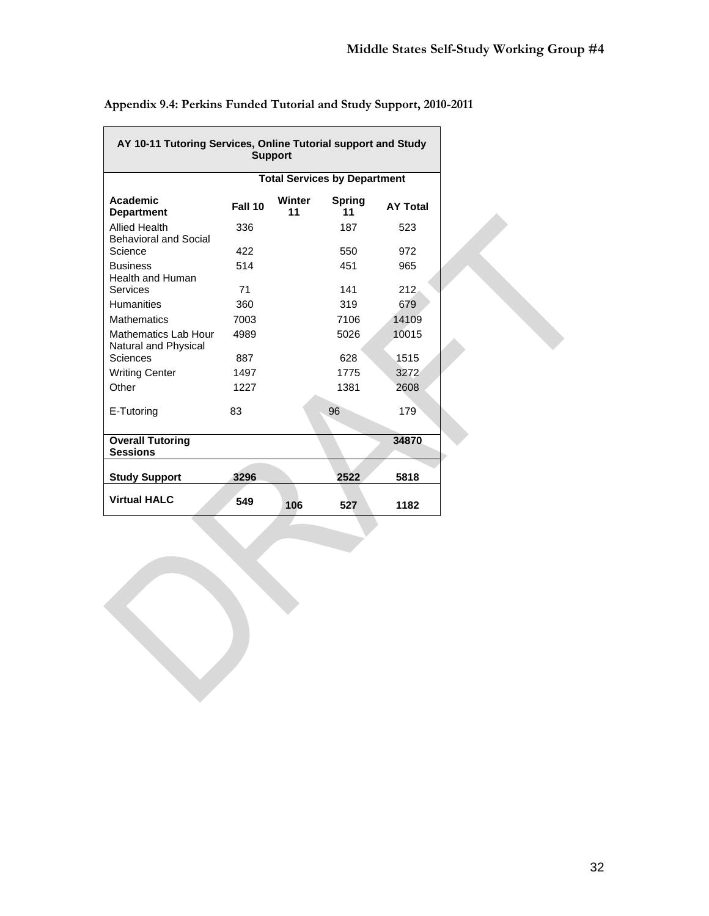## Appendix 9.4: Perkins Funded Tutorial and Study Support, 2010-2011

| AY 10-11 Tutoring Services, Online Tutorial support and Study Support | | | | |
|---|---|---|---|---|
| | Total Services by Department | | | |
| **Academic Department** | **Fall 10** | **Winter 11** | **Spring 11** | **AY Total** |
| Allied Health | 336 | | 187 | 523 |
| Behavioral and Social Science | 422 | | 550 | 972 |
| Business | 514 | | 451 | 965 |
| Health and Human Services | 71 | | 141 | 212 |
| Humanities | 360 | | 319 | 679 |
| Mathematics | 7003 | | 7106 | 14109 |
| Mathematics Lab Hour | 4989 | | 5026 | 10015 |
| Natural and Physical Sciences | 887 | | 628 | 1515 |
| Writing Center | 1497 | | 1775 | 3272 |
| Other | 1227 | | 1381 | 2608 |
| E-Tutoring | 83 | | 96 | 179 |
| **Overall Tutoring Sessions** | | | | **34870** |
| **Study Support** | **3296** | | **2522** | **5818** |
| **Virtual HALC** | **549** | **106** | **527** | **1182** |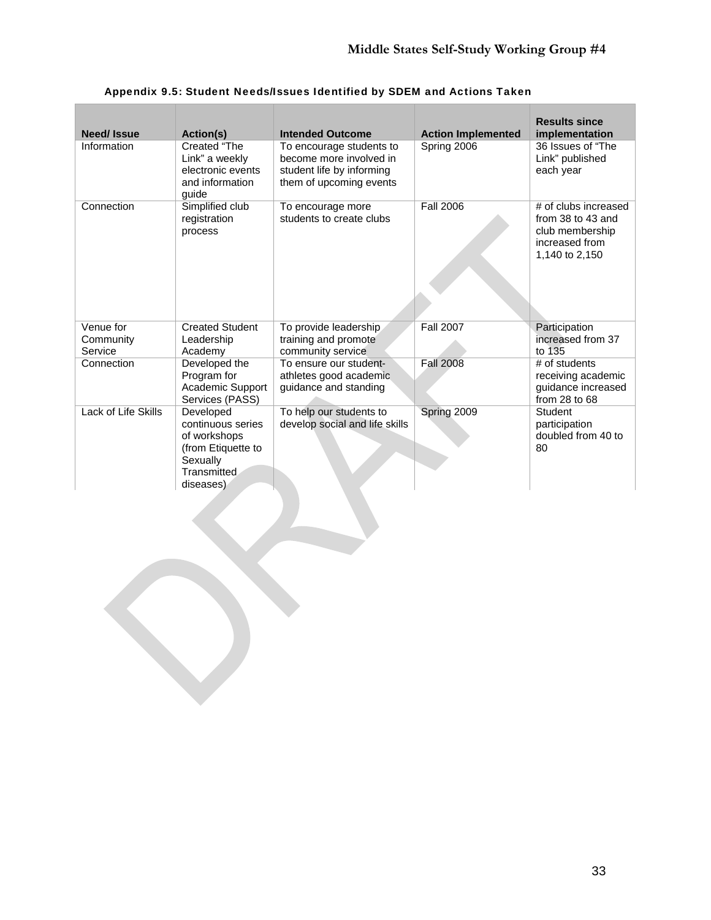## Appendix 9.5: Student Needs/Issues Identified by SDEM and Actions Taken

| Need/ Issue | Action(s) | Intended Outcome | Action Implemented | Results since implementation |
|---|---|---|---|---|
| Information | Created "The Link" a weekly electronic events and information guide | To encourage students to become more involved in student life by informing them of upcoming events | Spring 2006 | 36 Issues of "The Link" published each year |
| Connection | Simplified club registration process | To encourage more students to create clubs | Fall 2006 | # of clubs increased from 38 to 43 and club membership increased from 1,140 to 2,150 |
| Venue for Community Service | Created Student Leadership Academy | To provide leadership training and promote community service | Fall 2007 | Participation increased from 37 to 135 |
| Connection | Developed the Program for Academic Support Services (PASS) | To ensure our student-athletes good academic guidance and standing | Fall 2008 | # of students receiving academic guidance increased from 28 to 68 |
| Lack of Life Skills | Developed continuous series of workshops (from Etiquette to Sexually Transmitted diseases) | To help our students to develop social and life skills | Spring 2009 | Student participation doubled from 40 to 80 |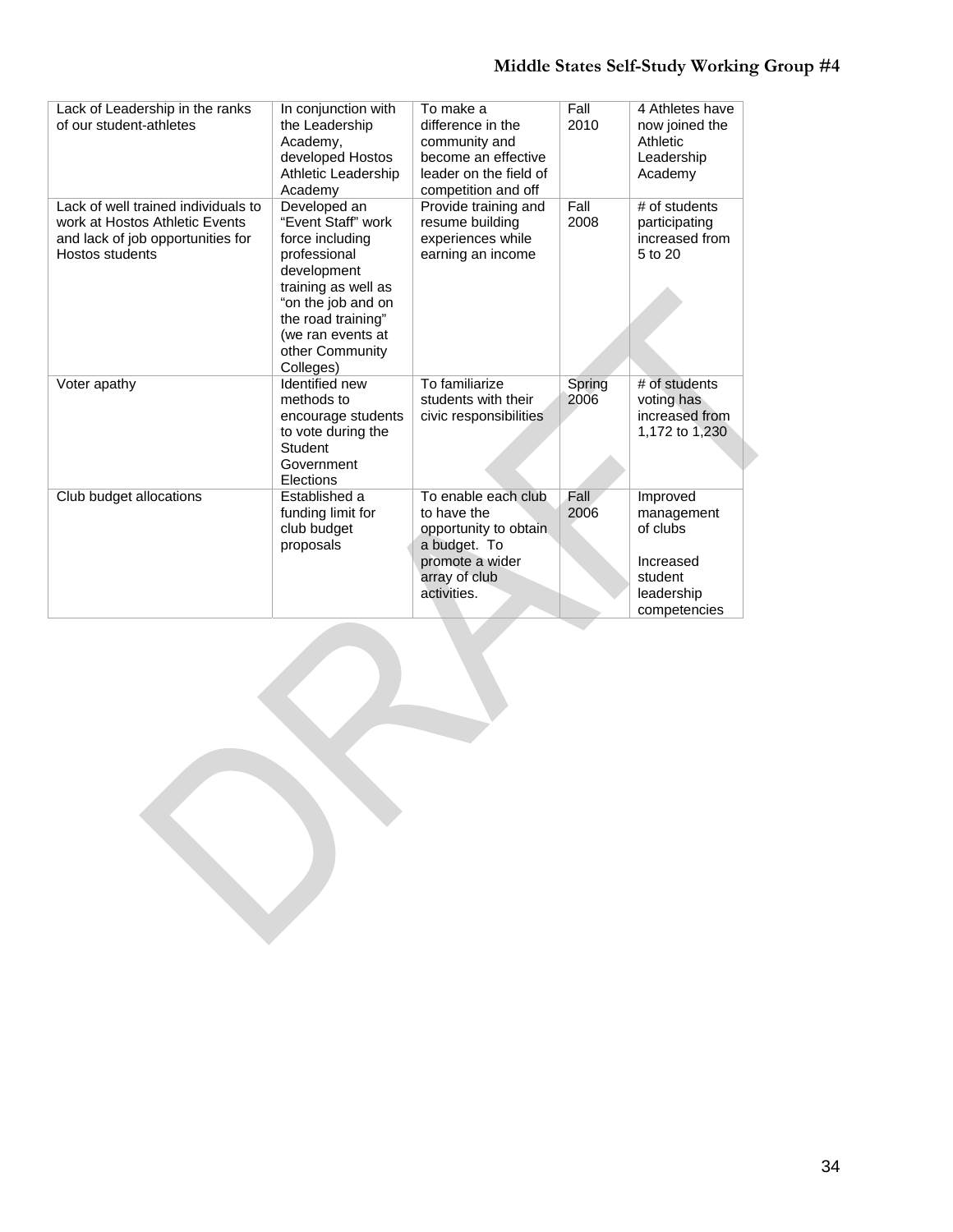| | | | | |
|---|---|---|---|---|
| Lack of Leadership in the ranks of our student-athletes | In conjunction with the Leadership Academy, developed Hostos Athletic Leadership Academy | To make a difference in the community and become an effective leader on the field of competition and off | Fall 2010 | 4 Athletes have now joined the Athletic Leadership Academy |
| Lack of well trained individuals to work at Hostos Athletic Events and lack of job opportunities for Hostos students | Developed an "Event Staff" work force including professional development training as well as "on the job and on the road training" (we ran events at other Community Colleges) | Provide training and resume building experiences while earning an income | Fall 2008 | # of students participating increased from 5 to 20 |
| Voter apathy | Identified new methods to encourage students to vote during the Student Government Elections | To familiarize students with their civic responsibilities | Spring 2006 | # of students voting has increased from 1,172 to 1,230 |
| Club budget allocations | Established a funding limit for club budget proposals | To enable each club to have the opportunity to obtain a budget. To promote a wider array of club activities. | Fall 2006 | Improved management of clubs<br><br>Increased student leadership competencies |